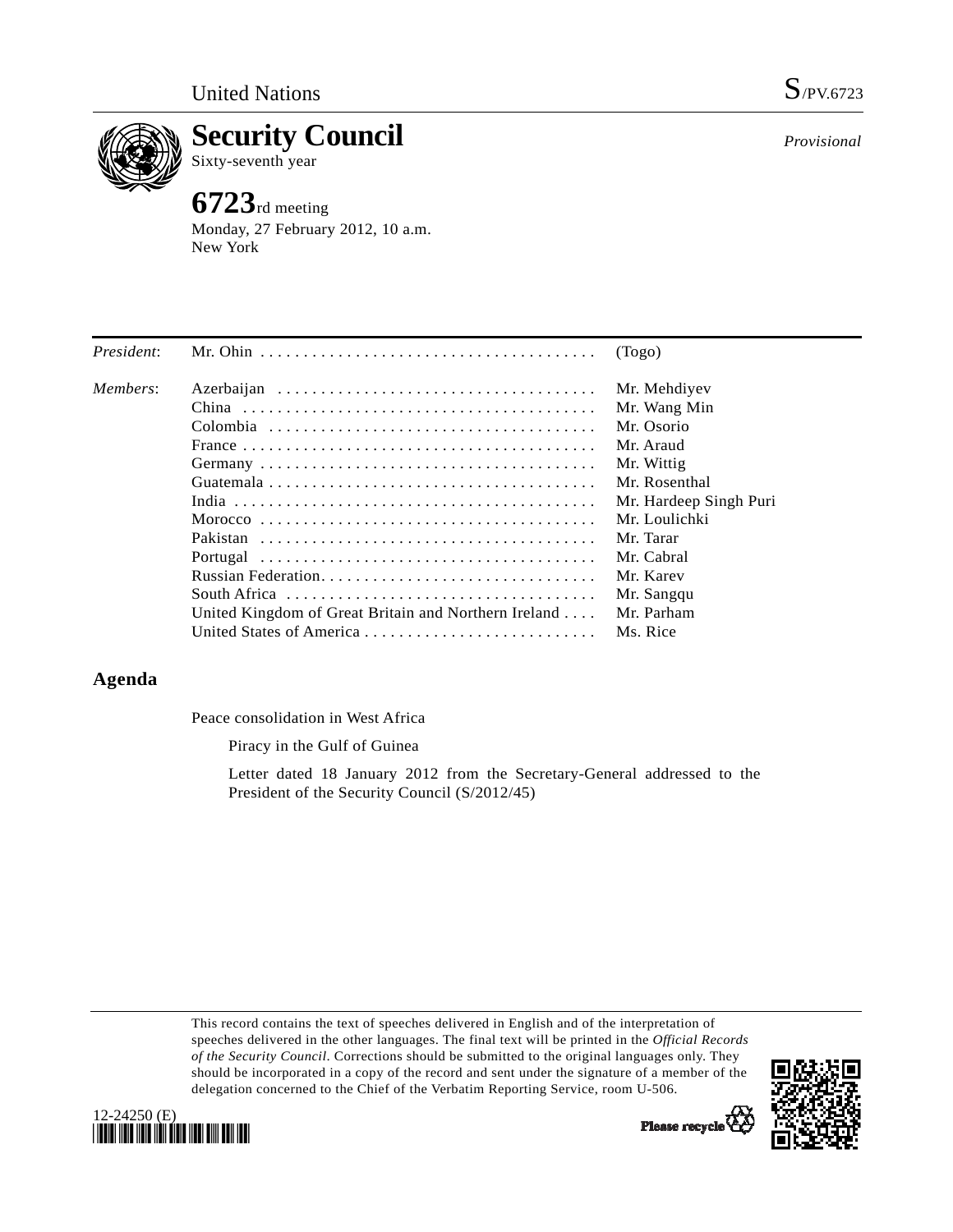United Nations S/PV.6723

# Security Council

Sixty-seventh year

*Provisional*

## 6723rd meeting

Monday, 27 February 2012, 10 a.m.
New York

| | | |
|---|---|---|
| *President*: | Mr. Ohin | (Togo) |
| *Members*: | Azerbaijan | Mr. Mehdiyev |
| | China | Mr. Wang Min |
| | Colombia | Mr. Osorio |
| | France | Mr. Araud |
| | Germany | Mr. Wittig |
| | Guatemala | Mr. Rosenthal |
| | India | Mr. Hardeep Singh Puri |
| | Morocco | Mr. Loulichki |
| | Pakistan | Mr. Tarar |
| | Portugal | Mr. Cabral |
| | Russian Federation | Mr. Karev |
| | South Africa | Mr. Sangqu |
| | United Kingdom of Great Britain and Northern Ireland | Mr. Parham |
| | United States of America | Ms. Rice |

## Agenda

Peace consolidation in West Africa

Piracy in the Gulf of Guinea

Letter dated 18 January 2012 from the Secretary-General addressed to the President of the Security Council (S/2012/45)

This record contains the text of speeches delivered in English and of the interpretation of speeches delivered in the other languages. The final text will be printed in the *Official Records of the Security Council*. Corrections should be submitted to the original languages only. They should be incorporated in a copy of the record and sent under the signature of a member of the delegation concerned to the Chief of the Verbatim Reporting Service, room U-506.

12-24250 (E)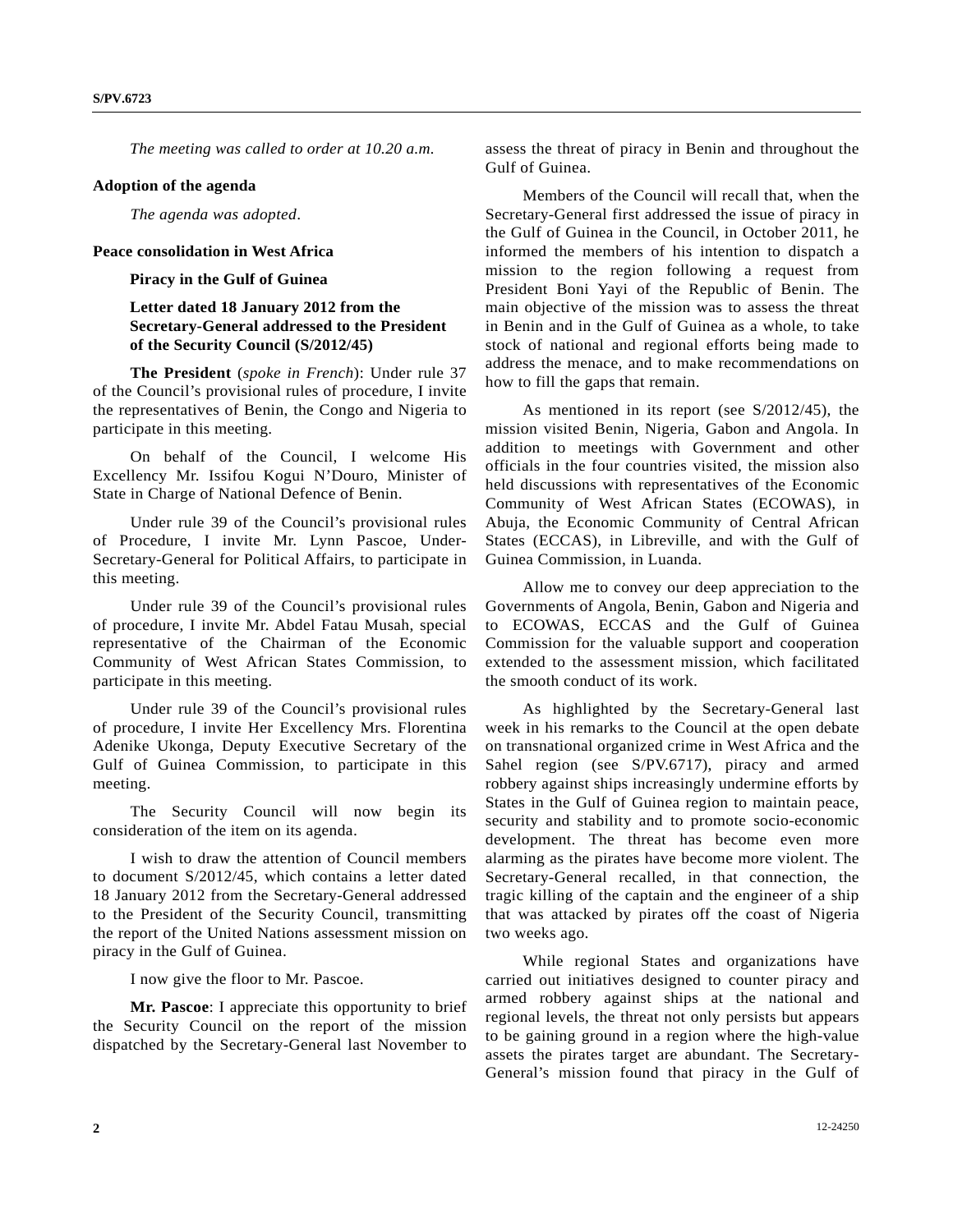*The meeting was called to order at 10.20 a.m.*

**Adoption of the agenda**

*The agenda was adopted*.

**Peace consolidation in West Africa**

**Piracy in the Gulf of Guinea**

**Letter dated 18 January 2012 from the Secretary-General addressed to the President of the Security Council (S/2012/45)**

**The President** (*spoke in French*): Under rule 37 of the Council's provisional rules of procedure, I invite the representatives of Benin, the Congo and Nigeria to participate in this meeting.

On behalf of the Council, I welcome His Excellency Mr. Issifou Kogui N'Douro, Minister of State in Charge of National Defence of Benin.

Under rule 39 of the Council's provisional rules of Procedure, I invite Mr. Lynn Pascoe, Under-Secretary-General for Political Affairs, to participate in this meeting.

Under rule 39 of the Council's provisional rules of procedure, I invite Mr. Abdel Fatau Musah, special representative of the Chairman of the Economic Community of West African States Commission, to participate in this meeting.

Under rule 39 of the Council's provisional rules of procedure, I invite Her Excellency Mrs. Florentina Adenike Ukonga, Deputy Executive Secretary of the Gulf of Guinea Commission, to participate in this meeting.

The Security Council will now begin its consideration of the item on its agenda.

I wish to draw the attention of Council members to document S/2012/45, which contains a letter dated 18 January 2012 from the Secretary-General addressed to the President of the Security Council, transmitting the report of the United Nations assessment mission on piracy in the Gulf of Guinea.

I now give the floor to Mr. Pascoe.

**Mr. Pascoe**: I appreciate this opportunity to brief the Security Council on the report of the mission dispatched by the Secretary-General last November to assess the threat of piracy in Benin and throughout the Gulf of Guinea.

Members of the Council will recall that, when the Secretary-General first addressed the issue of piracy in the Gulf of Guinea in the Council, in October 2011, he informed the members of his intention to dispatch a mission to the region following a request from President Boni Yayi of the Republic of Benin. The main objective of the mission was to assess the threat in Benin and in the Gulf of Guinea as a whole, to take stock of national and regional efforts being made to address the menace, and to make recommendations on how to fill the gaps that remain.

As mentioned in its report (see S/2012/45), the mission visited Benin, Nigeria, Gabon and Angola. In addition to meetings with Government and other officials in the four countries visited, the mission also held discussions with representatives of the Economic Community of West African States (ECOWAS), in Abuja, the Economic Community of Central African States (ECCAS), in Libreville, and with the Gulf of Guinea Commission, in Luanda.

Allow me to convey our deep appreciation to the Governments of Angola, Benin, Gabon and Nigeria and to ECOWAS, ECCAS and the Gulf of Guinea Commission for the valuable support and cooperation extended to the assessment mission, which facilitated the smooth conduct of its work.

As highlighted by the Secretary-General last week in his remarks to the Council at the open debate on transnational organized crime in West Africa and the Sahel region (see S/PV.6717), piracy and armed robbery against ships increasingly undermine efforts by States in the Gulf of Guinea region to maintain peace, security and stability and to promote socio-economic development. The threat has become even more alarming as the pirates have become more violent. The Secretary-General recalled, in that connection, the tragic killing of the captain and the engineer of a ship that was attacked by pirates off the coast of Nigeria two weeks ago.

While regional States and organizations have carried out initiatives designed to counter piracy and armed robbery against ships at the national and regional levels, the threat not only persists but appears to be gaining ground in a region where the high-value assets the pirates target are abundant. The Secretary-General's mission found that piracy in the Gulf of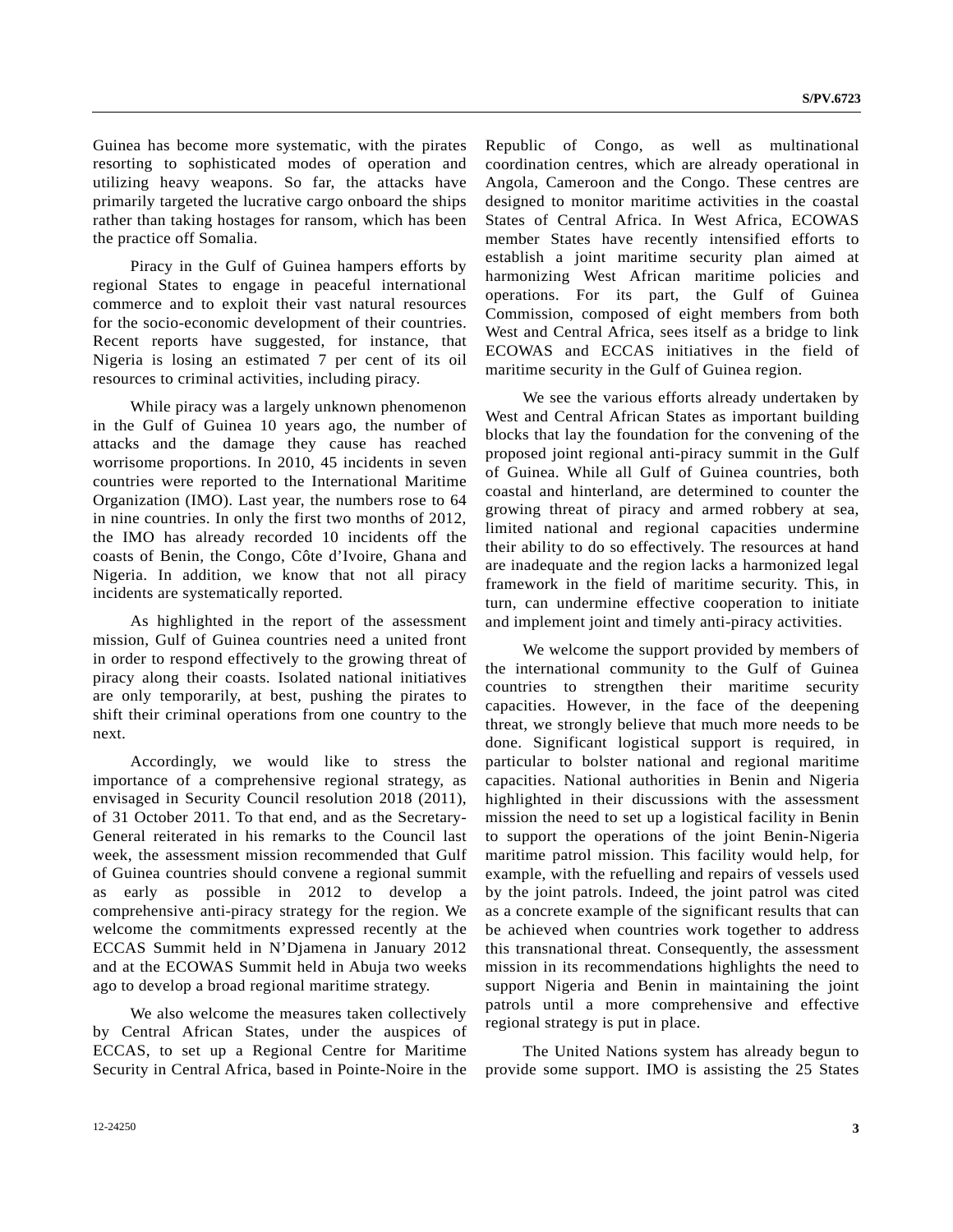Guinea has become more systematic, with the pirates resorting to sophisticated modes of operation and utilizing heavy weapons. So far, the attacks have primarily targeted the lucrative cargo onboard the ships rather than taking hostages for ransom, which has been the practice off Somalia.

Piracy in the Gulf of Guinea hampers efforts by regional States to engage in peaceful international commerce and to exploit their vast natural resources for the socio-economic development of their countries. Recent reports have suggested, for instance, that Nigeria is losing an estimated 7 per cent of its oil resources to criminal activities, including piracy.

While piracy was a largely unknown phenomenon in the Gulf of Guinea 10 years ago, the number of attacks and the damage they cause has reached worrisome proportions. In 2010, 45 incidents in seven countries were reported to the International Maritime Organization (IMO). Last year, the numbers rose to 64 in nine countries. In only the first two months of 2012, the IMO has already recorded 10 incidents off the coasts of Benin, the Congo, Côte d'Ivoire, Ghana and Nigeria. In addition, we know that not all piracy incidents are systematically reported.

As highlighted in the report of the assessment mission, Gulf of Guinea countries need a united front in order to respond effectively to the growing threat of piracy along their coasts. Isolated national initiatives are only temporarily, at best, pushing the pirates to shift their criminal operations from one country to the next.

Accordingly, we would like to stress the importance of a comprehensive regional strategy, as envisaged in Security Council resolution 2018 (2011), of 31 October 2011. To that end, and as the Secretary-General reiterated in his remarks to the Council last week, the assessment mission recommended that Gulf of Guinea countries should convene a regional summit as early as possible in 2012 to develop a comprehensive anti-piracy strategy for the region. We welcome the commitments expressed recently at the ECCAS Summit held in N'Djamena in January 2012 and at the ECOWAS Summit held in Abuja two weeks ago to develop a broad regional maritime strategy.

We also welcome the measures taken collectively by Central African States, under the auspices of ECCAS, to set up a Regional Centre for Maritime Security in Central Africa, based in Pointe-Noire in the Republic of Congo, as well as multinational coordination centres, which are already operational in Angola, Cameroon and the Congo. These centres are designed to monitor maritime activities in the coastal States of Central Africa. In West Africa, ECOWAS member States have recently intensified efforts to establish a joint maritime security plan aimed at harmonizing West African maritime policies and operations. For its part, the Gulf of Guinea Commission, composed of eight members from both West and Central Africa, sees itself as a bridge to link ECOWAS and ECCAS initiatives in the field of maritime security in the Gulf of Guinea region.

We see the various efforts already undertaken by West and Central African States as important building blocks that lay the foundation for the convening of the proposed joint regional anti-piracy summit in the Gulf of Guinea. While all Gulf of Guinea countries, both coastal and hinterland, are determined to counter the growing threat of piracy and armed robbery at sea, limited national and regional capacities undermine their ability to do so effectively. The resources at hand are inadequate and the region lacks a harmonized legal framework in the field of maritime security. This, in turn, can undermine effective cooperation to initiate and implement joint and timely anti-piracy activities.

We welcome the support provided by members of the international community to the Gulf of Guinea countries to strengthen their maritime security capacities. However, in the face of the deepening threat, we strongly believe that much more needs to be done. Significant logistical support is required, in particular to bolster national and regional maritime capacities. National authorities in Benin and Nigeria highlighted in their discussions with the assessment mission the need to set up a logistical facility in Benin to support the operations of the joint Benin-Nigeria maritime patrol mission. This facility would help, for example, with the refuelling and repairs of vessels used by the joint patrols. Indeed, the joint patrol was cited as a concrete example of the significant results that can be achieved when countries work together to address this transnational threat. Consequently, the assessment mission in its recommendations highlights the need to support Nigeria and Benin in maintaining the joint patrols until a more comprehensive and effective regional strategy is put in place.

The United Nations system has already begun to provide some support. IMO is assisting the 25 States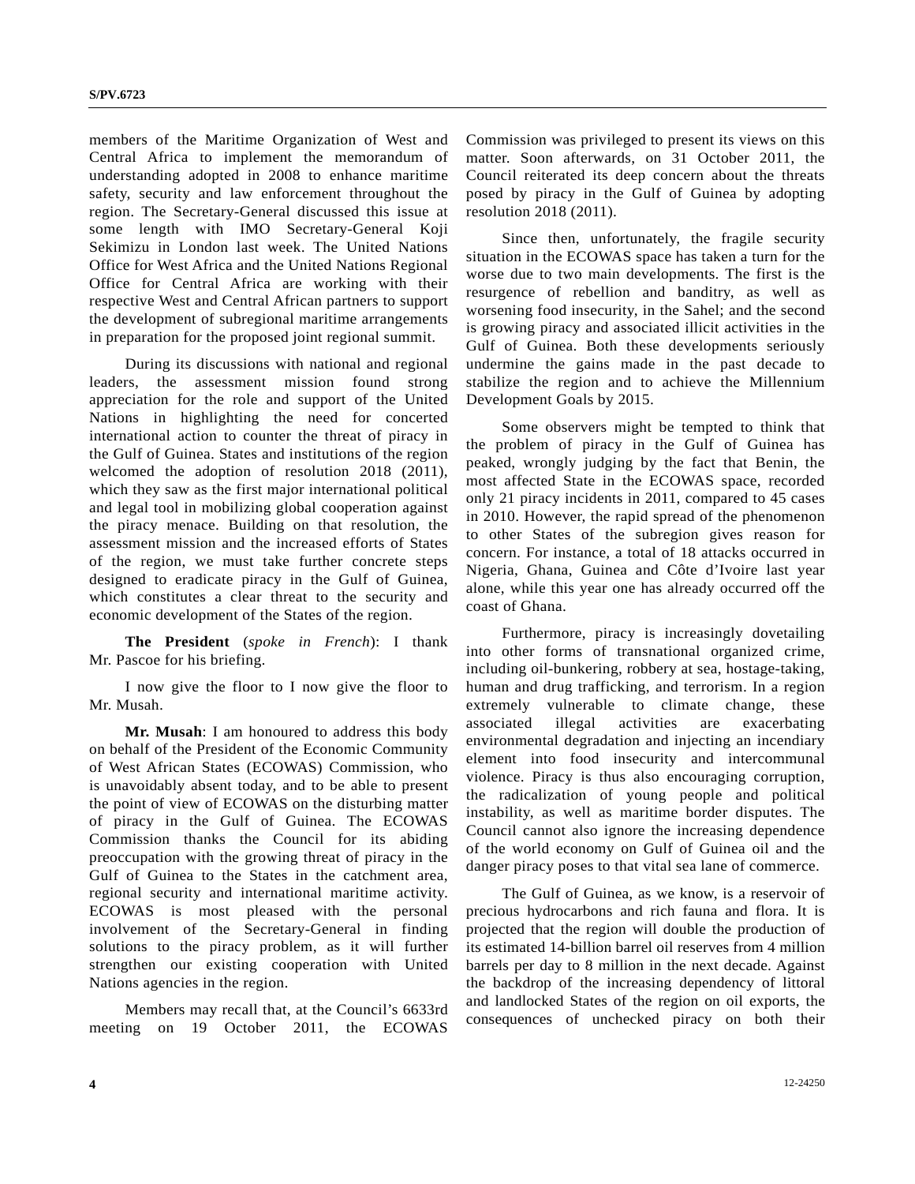members of the Maritime Organization of West and Central Africa to implement the memorandum of understanding adopted in 2008 to enhance maritime safety, security and law enforcement throughout the region. The Secretary-General discussed this issue at some length with IMO Secretary-General Koji Sekimizu in London last week. The United Nations Office for West Africa and the United Nations Regional Office for Central Africa are working with their respective West and Central African partners to support the development of subregional maritime arrangements in preparation for the proposed joint regional summit.

During its discussions with national and regional leaders, the assessment mission found strong appreciation for the role and support of the United Nations in highlighting the need for concerted international action to counter the threat of piracy in the Gulf of Guinea. States and institutions of the region welcomed the adoption of resolution 2018 (2011), which they saw as the first major international political and legal tool in mobilizing global cooperation against the piracy menace. Building on that resolution, the assessment mission and the increased efforts of States of the region, we must take further concrete steps designed to eradicate piracy in the Gulf of Guinea, which constitutes a clear threat to the security and economic development of the States of the region.

**The President** (*spoke in French*): I thank Mr. Pascoe for his briefing.

I now give the floor to I now give the floor to Mr. Musah.

**Mr. Musah**: I am honoured to address this body on behalf of the President of the Economic Community of West African States (ECOWAS) Commission, who is unavoidably absent today, and to be able to present the point of view of ECOWAS on the disturbing matter of piracy in the Gulf of Guinea. The ECOWAS Commission thanks the Council for its abiding preoccupation with the growing threat of piracy in the Gulf of Guinea to the States in the catchment area, regional security and international maritime activity. ECOWAS is most pleased with the personal involvement of the Secretary-General in finding solutions to the piracy problem, as it will further strengthen our existing cooperation with United Nations agencies in the region.

Members may recall that, at the Council's 6633rd meeting on 19 October 2011, the ECOWAS Commission was privileged to present its views on this matter. Soon afterwards, on 31 October 2011, the Council reiterated its deep concern about the threats posed by piracy in the Gulf of Guinea by adopting resolution 2018 (2011).

Since then, unfortunately, the fragile security situation in the ECOWAS space has taken a turn for the worse due to two main developments. The first is the resurgence of rebellion and banditry, as well as worsening food insecurity, in the Sahel; and the second is growing piracy and associated illicit activities in the Gulf of Guinea. Both these developments seriously undermine the gains made in the past decade to stabilize the region and to achieve the Millennium Development Goals by 2015.

Some observers might be tempted to think that the problem of piracy in the Gulf of Guinea has peaked, wrongly judging by the fact that Benin, the most affected State in the ECOWAS space, recorded only 21 piracy incidents in 2011, compared to 45 cases in 2010. However, the rapid spread of the phenomenon to other States of the subregion gives reason for concern. For instance, a total of 18 attacks occurred in Nigeria, Ghana, Guinea and Côte d'Ivoire last year alone, while this year one has already occurred off the coast of Ghana.

Furthermore, piracy is increasingly dovetailing into other forms of transnational organized crime, including oil-bunkering, robbery at sea, hostage-taking, human and drug trafficking, and terrorism. In a region extremely vulnerable to climate change, these associated illegal activities are exacerbating environmental degradation and injecting an incendiary element into food insecurity and intercommunal violence. Piracy is thus also encouraging corruption, the radicalization of young people and political instability, as well as maritime border disputes. The Council cannot also ignore the increasing dependence of the world economy on Gulf of Guinea oil and the danger piracy poses to that vital sea lane of commerce.

The Gulf of Guinea, as we know, is a reservoir of precious hydrocarbons and rich fauna and flora. It is projected that the region will double the production of its estimated 14-billion barrel oil reserves from 4 million barrels per day to 8 million in the next decade. Against the backdrop of the increasing dependency of littoral and landlocked States of the region on oil exports, the consequences of unchecked piracy on both their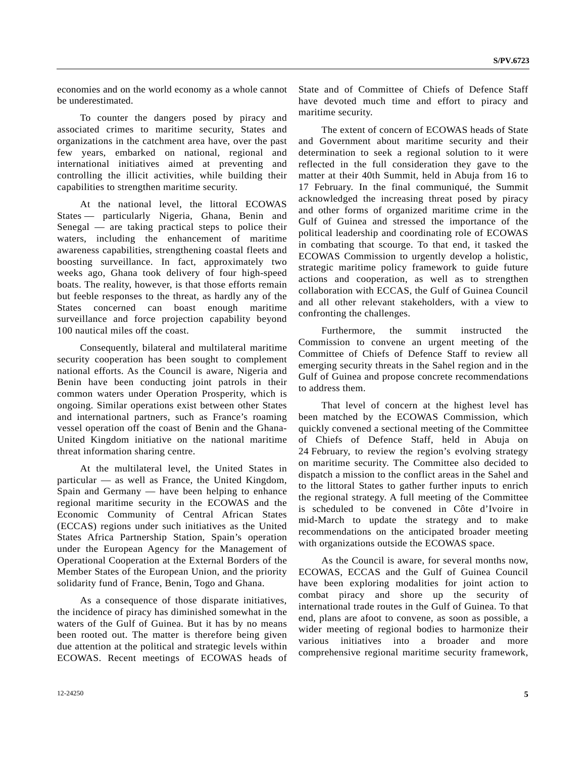economies and on the world economy as a whole cannot be underestimated.

To counter the dangers posed by piracy and associated crimes to maritime security, States and organizations in the catchment area have, over the past few years, embarked on national, regional and international initiatives aimed at preventing and controlling the illicit activities, while building their capabilities to strengthen maritime security.

At the national level, the littoral ECOWAS States — particularly Nigeria, Ghana, Benin and Senegal — are taking practical steps to police their waters, including the enhancement of maritime awareness capabilities, strengthening coastal fleets and boosting surveillance. In fact, approximately two weeks ago, Ghana took delivery of four high-speed boats. The reality, however, is that those efforts remain but feeble responses to the threat, as hardly any of the States concerned can boast enough maritime surveillance and force projection capability beyond 100 nautical miles off the coast.

Consequently, bilateral and multilateral maritime security cooperation has been sought to complement national efforts. As the Council is aware, Nigeria and Benin have been conducting joint patrols in their common waters under Operation Prosperity, which is ongoing. Similar operations exist between other States and international partners, such as France's roaming vessel operation off the coast of Benin and the Ghana-United Kingdom initiative on the national maritime threat information sharing centre.

At the multilateral level, the United States in particular — as well as France, the United Kingdom, Spain and Germany — have been helping to enhance regional maritime security in the ECOWAS and the Economic Community of Central African States (ECCAS) regions under such initiatives as the United States Africa Partnership Station, Spain's operation under the European Agency for the Management of Operational Cooperation at the External Borders of the Member States of the European Union, and the priority solidarity fund of France, Benin, Togo and Ghana.

As a consequence of those disparate initiatives, the incidence of piracy has diminished somewhat in the waters of the Gulf of Guinea. But it has by no means been rooted out. The matter is therefore being given due attention at the political and strategic levels within ECOWAS. Recent meetings of ECOWAS heads of State and of Committee of Chiefs of Defence Staff have devoted much time and effort to piracy and maritime security.

The extent of concern of ECOWAS heads of State and Government about maritime security and their determination to seek a regional solution to it were reflected in the full consideration they gave to the matter at their 40th Summit, held in Abuja from 16 to 17 February. In the final communiqué, the Summit acknowledged the increasing threat posed by piracy and other forms of organized maritime crime in the Gulf of Guinea and stressed the importance of the political leadership and coordinating role of ECOWAS in combating that scourge. To that end, it tasked the ECOWAS Commission to urgently develop a holistic, strategic maritime policy framework to guide future actions and cooperation, as well as to strengthen collaboration with ECCAS, the Gulf of Guinea Council and all other relevant stakeholders, with a view to confronting the challenges.

Furthermore, the summit instructed the Commission to convene an urgent meeting of the Committee of Chiefs of Defence Staff to review all emerging security threats in the Sahel region and in the Gulf of Guinea and propose concrete recommendations to address them.

That level of concern at the highest level has been matched by the ECOWAS Commission, which quickly convened a sectional meeting of the Committee of Chiefs of Defence Staff, held in Abuja on 24 February, to review the region's evolving strategy on maritime security. The Committee also decided to dispatch a mission to the conflict areas in the Sahel and to the littoral States to gather further inputs to enrich the regional strategy. A full meeting of the Committee is scheduled to be convened in Côte d'Ivoire in mid-March to update the strategy and to make recommendations on the anticipated broader meeting with organizations outside the ECOWAS space.

As the Council is aware, for several months now, ECOWAS, ECCAS and the Gulf of Guinea Council have been exploring modalities for joint action to combat piracy and shore up the security of international trade routes in the Gulf of Guinea. To that end, plans are afoot to convene, as soon as possible, a wider meeting of regional bodies to harmonize their various initiatives into a broader and more comprehensive regional maritime security framework,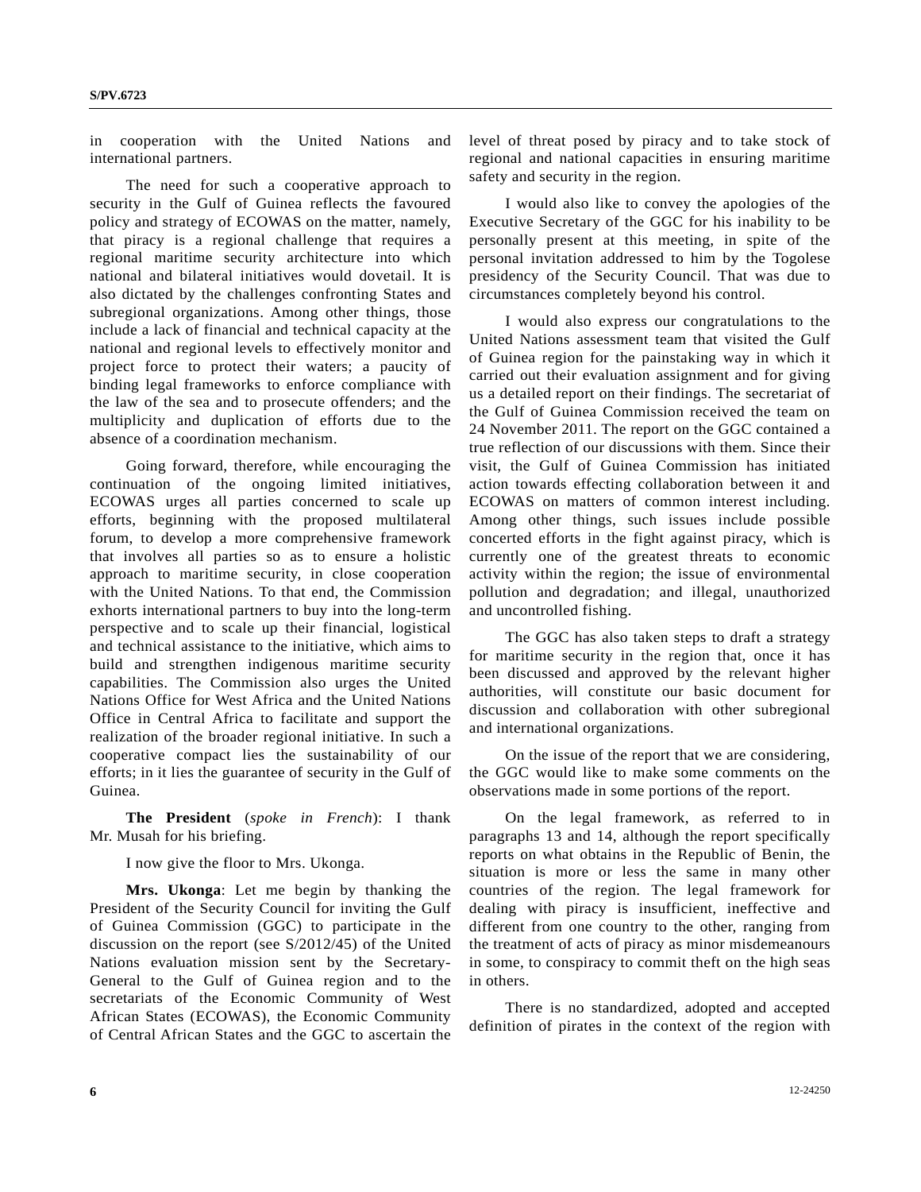in cooperation with the United Nations and international partners.

The need for such a cooperative approach to security in the Gulf of Guinea reflects the favoured policy and strategy of ECOWAS on the matter, namely, that piracy is a regional challenge that requires a regional maritime security architecture into which national and bilateral initiatives would dovetail. It is also dictated by the challenges confronting States and subregional organizations. Among other things, those include a lack of financial and technical capacity at the national and regional levels to effectively monitor and project force to protect their waters; a paucity of binding legal frameworks to enforce compliance with the law of the sea and to prosecute offenders; and the multiplicity and duplication of efforts due to the absence of a coordination mechanism.

Going forward, therefore, while encouraging the continuation of the ongoing limited initiatives, ECOWAS urges all parties concerned to scale up efforts, beginning with the proposed multilateral forum, to develop a more comprehensive framework that involves all parties so as to ensure a holistic approach to maritime security, in close cooperation with the United Nations. To that end, the Commission exhorts international partners to buy into the long-term perspective and to scale up their financial, logistical and technical assistance to the initiative, which aims to build and strengthen indigenous maritime security capabilities. The Commission also urges the United Nations Office for West Africa and the United Nations Office in Central Africa to facilitate and support the realization of the broader regional initiative. In such a cooperative compact lies the sustainability of our efforts; in it lies the guarantee of security in the Gulf of Guinea.

**The President** (*spoke in French*): I thank Mr. Musah for his briefing.

I now give the floor to Mrs. Ukonga.

**Mrs. Ukonga**: Let me begin by thanking the President of the Security Council for inviting the Gulf of Guinea Commission (GGC) to participate in the discussion on the report (see S/2012/45) of the United Nations evaluation mission sent by the Secretary-General to the Gulf of Guinea region and to the secretariats of the Economic Community of West African States (ECOWAS), the Economic Community of Central African States and the GGC to ascertain the level of threat posed by piracy and to take stock of regional and national capacities in ensuring maritime safety and security in the region.

I would also like to convey the apologies of the Executive Secretary of the GGC for his inability to be personally present at this meeting, in spite of the personal invitation addressed to him by the Togolese presidency of the Security Council. That was due to circumstances completely beyond his control.

I would also express our congratulations to the United Nations assessment team that visited the Gulf of Guinea region for the painstaking way in which it carried out their evaluation assignment and for giving us a detailed report on their findings. The secretariat of the Gulf of Guinea Commission received the team on 24 November 2011. The report on the GGC contained a true reflection of our discussions with them. Since their visit, the Gulf of Guinea Commission has initiated action towards effecting collaboration between it and ECOWAS on matters of common interest including. Among other things, such issues include possible concerted efforts in the fight against piracy, which is currently one of the greatest threats to economic activity within the region; the issue of environmental pollution and degradation; and illegal, unauthorized and uncontrolled fishing.

The GGC has also taken steps to draft a strategy for maritime security in the region that, once it has been discussed and approved by the relevant higher authorities, will constitute our basic document for discussion and collaboration with other subregional and international organizations.

On the issue of the report that we are considering, the GGC would like to make some comments on the observations made in some portions of the report.

On the legal framework, as referred to in paragraphs 13 and 14, although the report specifically reports on what obtains in the Republic of Benin, the situation is more or less the same in many other countries of the region. The legal framework for dealing with piracy is insufficient, ineffective and different from one country to the other, ranging from the treatment of acts of piracy as minor misdemeanours in some, to conspiracy to commit theft on the high seas in others.

There is no standardized, adopted and accepted definition of pirates in the context of the region with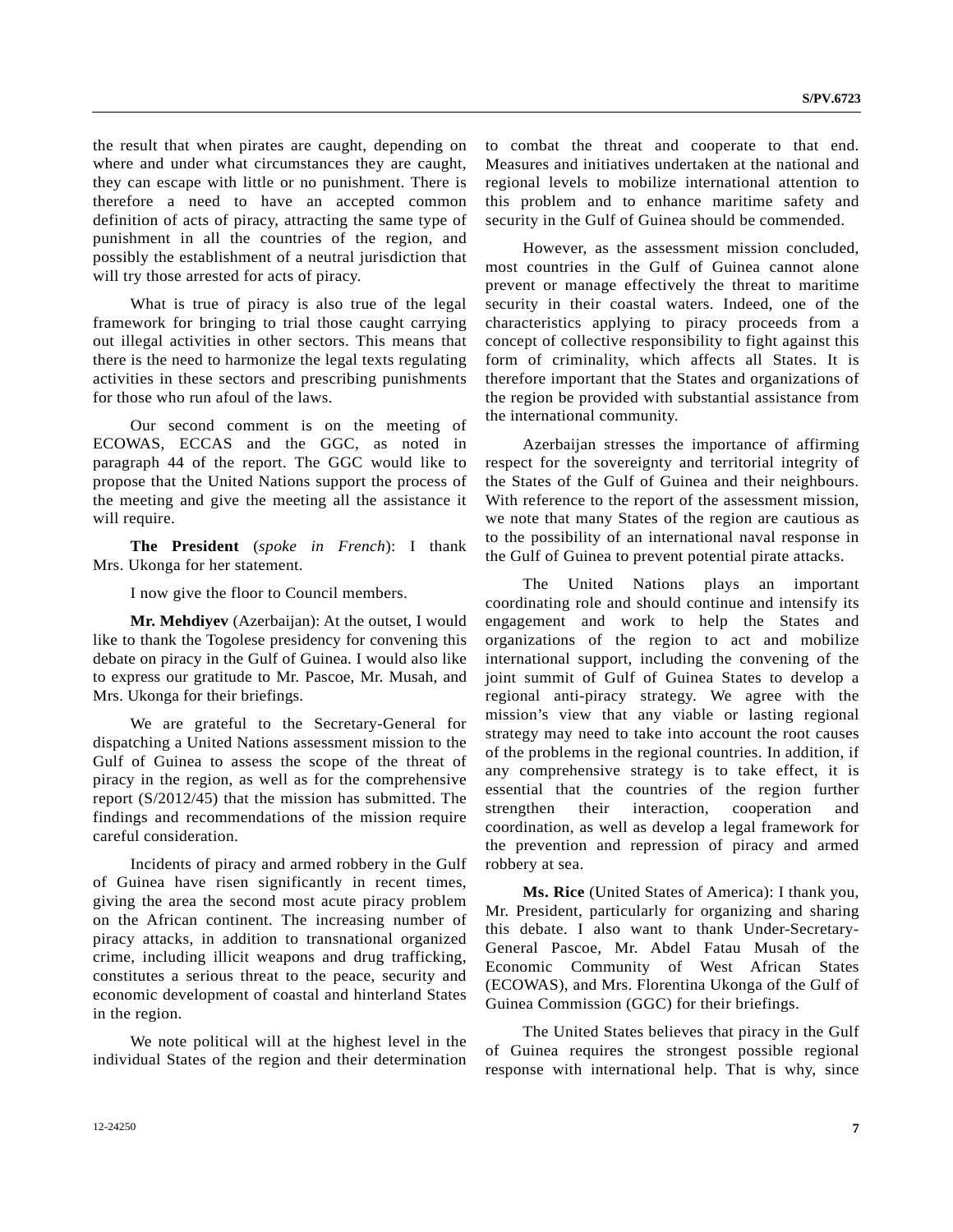the result that when pirates are caught, depending on where and under what circumstances they are caught, they can escape with little or no punishment. There is therefore a need to have an accepted common definition of acts of piracy, attracting the same type of punishment in all the countries of the region, and possibly the establishment of a neutral jurisdiction that will try those arrested for acts of piracy.

What is true of piracy is also true of the legal framework for bringing to trial those caught carrying out illegal activities in other sectors. This means that there is the need to harmonize the legal texts regulating activities in these sectors and prescribing punishments for those who run afoul of the laws.

Our second comment is on the meeting of ECOWAS, ECCAS and the GGC, as noted in paragraph 44 of the report. The GGC would like to propose that the United Nations support the process of the meeting and give the meeting all the assistance it will require.

**The President** (*spoke in French*): I thank Mrs. Ukonga for her statement.

I now give the floor to Council members.

**Mr. Mehdiyev** (Azerbaijan): At the outset, I would like to thank the Togolese presidency for convening this debate on piracy in the Gulf of Guinea. I would also like to express our gratitude to Mr. Pascoe, Mr. Musah, and Mrs. Ukonga for their briefings.

We are grateful to the Secretary-General for dispatching a United Nations assessment mission to the Gulf of Guinea to assess the scope of the threat of piracy in the region, as well as for the comprehensive report (S/2012/45) that the mission has submitted. The findings and recommendations of the mission require careful consideration.

Incidents of piracy and armed robbery in the Gulf of Guinea have risen significantly in recent times, giving the area the second most acute piracy problem on the African continent. The increasing number of piracy attacks, in addition to transnational organized crime, including illicit weapons and drug trafficking, constitutes a serious threat to the peace, security and economic development of coastal and hinterland States in the region.

We note political will at the highest level in the individual States of the region and their determination to combat the threat and cooperate to that end. Measures and initiatives undertaken at the national and regional levels to mobilize international attention to this problem and to enhance maritime safety and security in the Gulf of Guinea should be commended.

However, as the assessment mission concluded, most countries in the Gulf of Guinea cannot alone prevent or manage effectively the threat to maritime security in their coastal waters. Indeed, one of the characteristics applying to piracy proceeds from a concept of collective responsibility to fight against this form of criminality, which affects all States. It is therefore important that the States and organizations of the region be provided with substantial assistance from the international community.

Azerbaijan stresses the importance of affirming respect for the sovereignty and territorial integrity of the States of the Gulf of Guinea and their neighbours. With reference to the report of the assessment mission, we note that many States of the region are cautious as to the possibility of an international naval response in the Gulf of Guinea to prevent potential pirate attacks.

The United Nations plays an important coordinating role and should continue and intensify its engagement and work to help the States and organizations of the region to act and mobilize international support, including the convening of the joint summit of Gulf of Guinea States to develop a regional anti-piracy strategy. We agree with the mission's view that any viable or lasting regional strategy may need to take into account the root causes of the problems in the regional countries. In addition, if any comprehensive strategy is to take effect, it is essential that the countries of the region further strengthen their interaction, cooperation and coordination, as well as develop a legal framework for the prevention and repression of piracy and armed robbery at sea.

**Ms. Rice** (United States of America): I thank you, Mr. President, particularly for organizing and sharing this debate. I also want to thank Under-Secretary-General Pascoe, Mr. Abdel Fatau Musah of the Economic Community of West African States (ECOWAS), and Mrs. Florentina Ukonga of the Gulf of Guinea Commission (GGC) for their briefings.

The United States believes that piracy in the Gulf of Guinea requires the strongest possible regional response with international help. That is why, since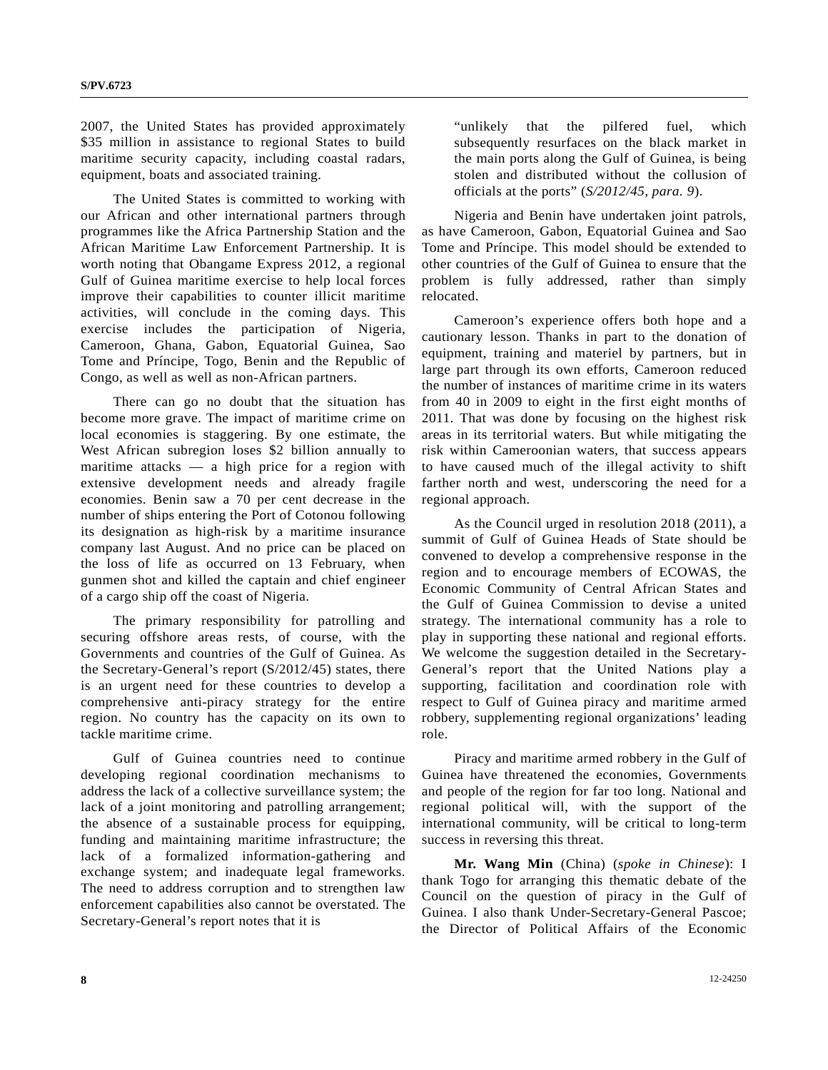2007, the United States has provided approximately $35 million in assistance to regional States to build maritime security capacity, including coastal radars, equipment, boats and associated training.

The United States is committed to working with our African and other international partners through programmes like the Africa Partnership Station and the African Maritime Law Enforcement Partnership. It is worth noting that Obangame Express 2012, a regional Gulf of Guinea maritime exercise to help local forces improve their capabilities to counter illicit maritime activities, will conclude in the coming days. This exercise includes the participation of Nigeria, Cameroon, Ghana, Gabon, Equatorial Guinea, Sao Tome and Príncipe, Togo, Benin and the Republic of Congo, as well as well as non-African partners.

There can go no doubt that the situation has become more grave. The impact of maritime crime on local economies is staggering. By one estimate, the West African subregion loses $2 billion annually to maritime attacks — a high price for a region with extensive development needs and already fragile economies. Benin saw a 70 per cent decrease in the number of ships entering the Port of Cotonou following its designation as high-risk by a maritime insurance company last August. And no price can be placed on the loss of life as occurred on 13 February, when gunmen shot and killed the captain and chief engineer of a cargo ship off the coast of Nigeria.

The primary responsibility for patrolling and securing offshore areas rests, of course, with the Governments and countries of the Gulf of Guinea. As the Secretary-General's report (S/2012/45) states, there is an urgent need for these countries to develop a comprehensive anti-piracy strategy for the entire region. No country has the capacity on its own to tackle maritime crime.

Gulf of Guinea countries need to continue developing regional coordination mechanisms to address the lack of a collective surveillance system; the lack of a joint monitoring and patrolling arrangement; the absence of a sustainable process for equipping, funding and maintaining maritime infrastructure; the lack of a formalized information-gathering and exchange system; and inadequate legal frameworks. The need to address corruption and to strengthen law enforcement capabilities also cannot be overstated. The Secretary-General's report notes that it is

> "unlikely that the pilfered fuel, which subsequently resurfaces on the black market in the main ports along the Gulf of Guinea, is being stolen and distributed without the collusion of officials at the ports" (*S/2012/45, para. 9*).

Nigeria and Benin have undertaken joint patrols, as have Cameroon, Gabon, Equatorial Guinea and Sao Tome and Príncipe. This model should be extended to other countries of the Gulf of Guinea to ensure that the problem is fully addressed, rather than simply relocated.

Cameroon's experience offers both hope and a cautionary lesson. Thanks in part to the donation of equipment, training and materiel by partners, but in large part through its own efforts, Cameroon reduced the number of instances of maritime crime in its waters from 40 in 2009 to eight in the first eight months of 2011. That was done by focusing on the highest risk areas in its territorial waters. But while mitigating the risk within Cameroonian waters, that success appears to have caused much of the illegal activity to shift farther north and west, underscoring the need for a regional approach.

As the Council urged in resolution 2018 (2011), a summit of Gulf of Guinea Heads of State should be convened to develop a comprehensive response in the region and to encourage members of ECOWAS, the Economic Community of Central African States and the Gulf of Guinea Commission to devise a united strategy. The international community has a role to play in supporting these national and regional efforts. We welcome the suggestion detailed in the Secretary-General's report that the United Nations play a supporting, facilitation and coordination role with respect to Gulf of Guinea piracy and maritime armed robbery, supplementing regional organizations' leading role.

Piracy and maritime armed robbery in the Gulf of Guinea have threatened the economies, Governments and people of the region for far too long. National and regional political will, with the support of the international community, will be critical to long-term success in reversing this threat.

**Mr. Wang Min** (China) (*spoke in Chinese*): I thank Togo for arranging this thematic debate of the Council on the question of piracy in the Gulf of Guinea. I also thank Under-Secretary-General Pascoe; the Director of Political Affairs of the Economic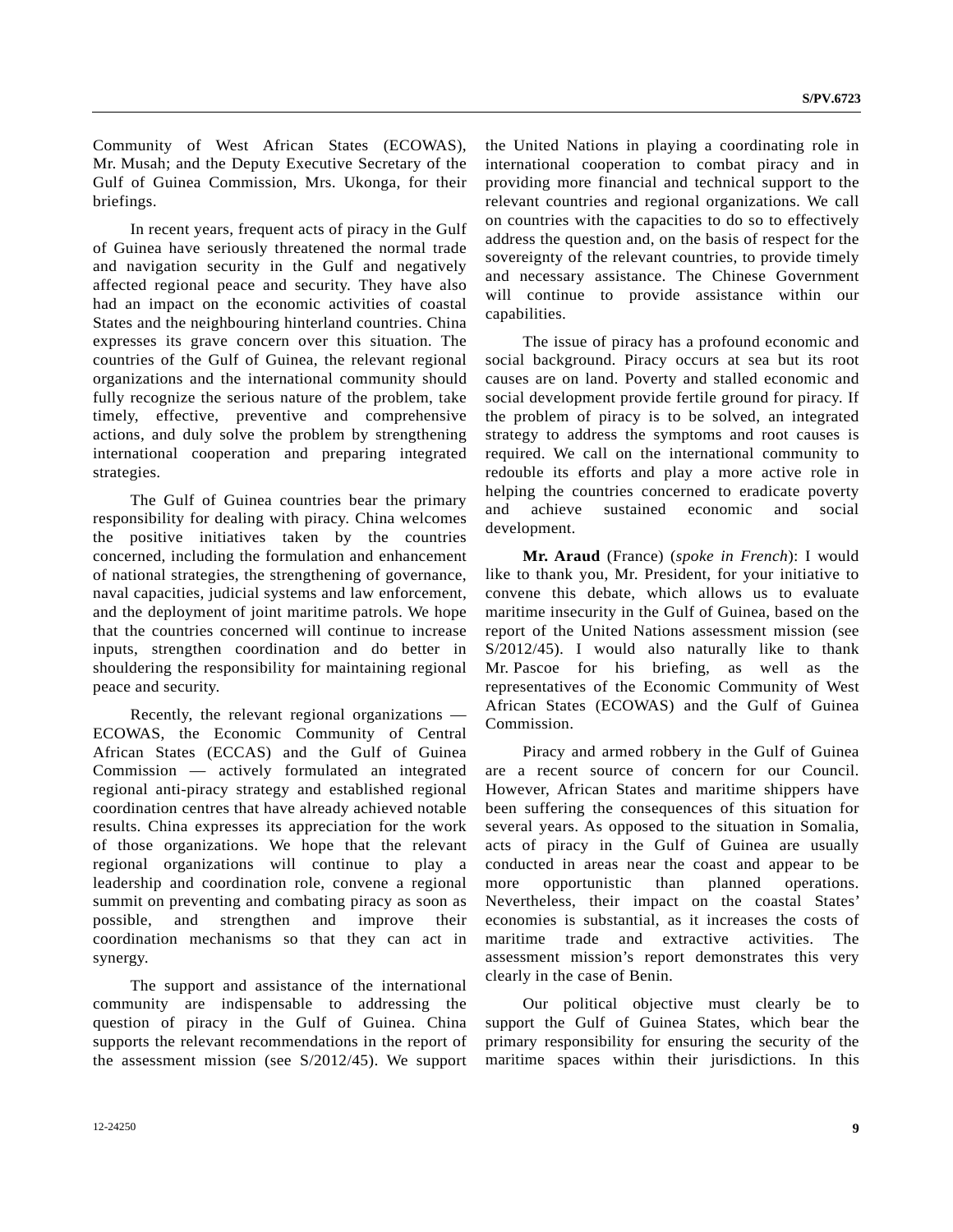Community of West African States (ECOWAS), Mr. Musah; and the Deputy Executive Secretary of the Gulf of Guinea Commission, Mrs. Ukonga, for their briefings.

In recent years, frequent acts of piracy in the Gulf of Guinea have seriously threatened the normal trade and navigation security in the Gulf and negatively affected regional peace and security. They have also had an impact on the economic activities of coastal States and the neighbouring hinterland countries. China expresses its grave concern over this situation. The countries of the Gulf of Guinea, the relevant regional organizations and the international community should fully recognize the serious nature of the problem, take timely, effective, preventive and comprehensive actions, and duly solve the problem by strengthening international cooperation and preparing integrated strategies.

The Gulf of Guinea countries bear the primary responsibility for dealing with piracy. China welcomes the positive initiatives taken by the countries concerned, including the formulation and enhancement of national strategies, the strengthening of governance, naval capacities, judicial systems and law enforcement, and the deployment of joint maritime patrols. We hope that the countries concerned will continue to increase inputs, strengthen coordination and do better in shouldering the responsibility for maintaining regional peace and security.

Recently, the relevant regional organizations — ECOWAS, the Economic Community of Central African States (ECCAS) and the Gulf of Guinea Commission — actively formulated an integrated regional anti-piracy strategy and established regional coordination centres that have already achieved notable results. China expresses its appreciation for the work of those organizations. We hope that the relevant regional organizations will continue to play a leadership and coordination role, convene a regional summit on preventing and combating piracy as soon as possible, and strengthen and improve their coordination mechanisms so that they can act in synergy.

The support and assistance of the international community are indispensable to addressing the question of piracy in the Gulf of Guinea. China supports the relevant recommendations in the report of the assessment mission (see S/2012/45). We support the United Nations in playing a coordinating role in international cooperation to combat piracy and in providing more financial and technical support to the relevant countries and regional organizations. We call on countries with the capacities to do so to effectively address the question and, on the basis of respect for the sovereignty of the relevant countries, to provide timely and necessary assistance. The Chinese Government will continue to provide assistance within our capabilities.

The issue of piracy has a profound economic and social background. Piracy occurs at sea but its root causes are on land. Poverty and stalled economic and social development provide fertile ground for piracy. If the problem of piracy is to be solved, an integrated strategy to address the symptoms and root causes is required. We call on the international community to redouble its efforts and play a more active role in helping the countries concerned to eradicate poverty and achieve sustained economic and social development.

**Mr. Araud** (France) (*spoke in French*): I would like to thank you, Mr. President, for your initiative to convene this debate, which allows us to evaluate maritime insecurity in the Gulf of Guinea, based on the report of the United Nations assessment mission (see S/2012/45). I would also naturally like to thank Mr. Pascoe for his briefing, as well as the representatives of the Economic Community of West African States (ECOWAS) and the Gulf of Guinea Commission.

Piracy and armed robbery in the Gulf of Guinea are a recent source of concern for our Council. However, African States and maritime shippers have been suffering the consequences of this situation for several years. As opposed to the situation in Somalia, acts of piracy in the Gulf of Guinea are usually conducted in areas near the coast and appear to be more opportunistic than planned operations. Nevertheless, their impact on the coastal States' economies is substantial, as it increases the costs of maritime trade and extractive activities. The assessment mission's report demonstrates this very clearly in the case of Benin.

Our political objective must clearly be to support the Gulf of Guinea States, which bear the primary responsibility for ensuring the security of the maritime spaces within their jurisdictions. In this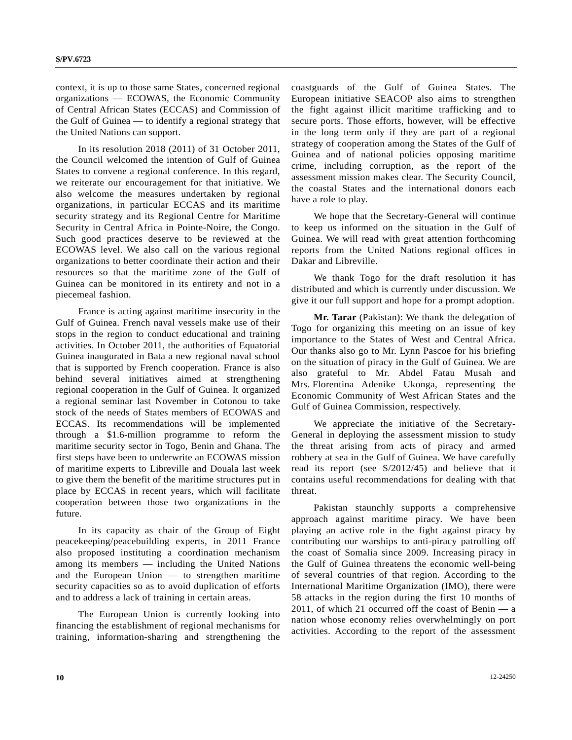context, it is up to those same States, concerned regional organizations — ECOWAS, the Economic Community of Central African States (ECCAS) and Commission of the Gulf of Guinea — to identify a regional strategy that the United Nations can support.

In its resolution 2018 (2011) of 31 October 2011, the Council welcomed the intention of Gulf of Guinea States to convene a regional conference. In this regard, we reiterate our encouragement for that initiative. We also welcome the measures undertaken by regional organizations, in particular ECCAS and its maritime security strategy and its Regional Centre for Maritime Security in Central Africa in Pointe-Noire, the Congo. Such good practices deserve to be reviewed at the ECOWAS level. We also call on the various regional organizations to better coordinate their action and their resources so that the maritime zone of the Gulf of Guinea can be monitored in its entirety and not in a piecemeal fashion.

France is acting against maritime insecurity in the Gulf of Guinea. French naval vessels make use of their stops in the region to conduct educational and training activities. In October 2011, the authorities of Equatorial Guinea inaugurated in Bata a new regional naval school that is supported by French cooperation. France is also behind several initiatives aimed at strengthening regional cooperation in the Gulf of Guinea. It organized a regional seminar last November in Cotonou to take stock of the needs of States members of ECOWAS and ECCAS. Its recommendations will be implemented through a \$1.6-million programme to reform the maritime security sector in Togo, Benin and Ghana. The first steps have been to underwrite an ECOWAS mission of maritime experts to Libreville and Douala last week to give them the benefit of the maritime structures put in place by ECCAS in recent years, which will facilitate cooperation between those two organizations in the future.

In its capacity as chair of the Group of Eight peacekeeping/peacebuilding experts, in 2011 France also proposed instituting a coordination mechanism among its members — including the United Nations and the European Union — to strengthen maritime security capacities so as to avoid duplication of efforts and to address a lack of training in certain areas.

The European Union is currently looking into financing the establishment of regional mechanisms for training, information-sharing and strengthening the coastguards of the Gulf of Guinea States. The European initiative SEACOP also aims to strengthen the fight against illicit maritime trafficking and to secure ports. Those efforts, however, will be effective in the long term only if they are part of a regional strategy of cooperation among the States of the Gulf of Guinea and of national policies opposing maritime crime, including corruption, as the report of the assessment mission makes clear. The Security Council, the coastal States and the international donors each have a role to play.

We hope that the Secretary-General will continue to keep us informed on the situation in the Gulf of Guinea. We will read with great attention forthcoming reports from the United Nations regional offices in Dakar and Libreville.

We thank Togo for the draft resolution it has distributed and which is currently under discussion. We give it our full support and hope for a prompt adoption.

**Mr. Tarar** (Pakistan): We thank the delegation of Togo for organizing this meeting on an issue of key importance to the States of West and Central Africa. Our thanks also go to Mr. Lynn Pascoe for his briefing on the situation of piracy in the Gulf of Guinea. We are also grateful to Mr. Abdel Fatau Musah and Mrs. Florentina Adenike Ukonga, representing the Economic Community of West African States and the Gulf of Guinea Commission, respectively.

We appreciate the initiative of the Secretary-General in deploying the assessment mission to study the threat arising from acts of piracy and armed robbery at sea in the Gulf of Guinea. We have carefully read its report (see S/2012/45) and believe that it contains useful recommendations for dealing with that threat.

Pakistan staunchly supports a comprehensive approach against maritime piracy. We have been playing an active role in the fight against piracy by contributing our warships to anti-piracy patrolling off the coast of Somalia since 2009. Increasing piracy in the Gulf of Guinea threatens the economic well-being of several countries of that region. According to the International Maritime Organization (IMO), there were 58 attacks in the region during the first 10 months of 2011, of which 21 occurred off the coast of Benin — a nation whose economy relies overwhelmingly on port activities. According to the report of the assessment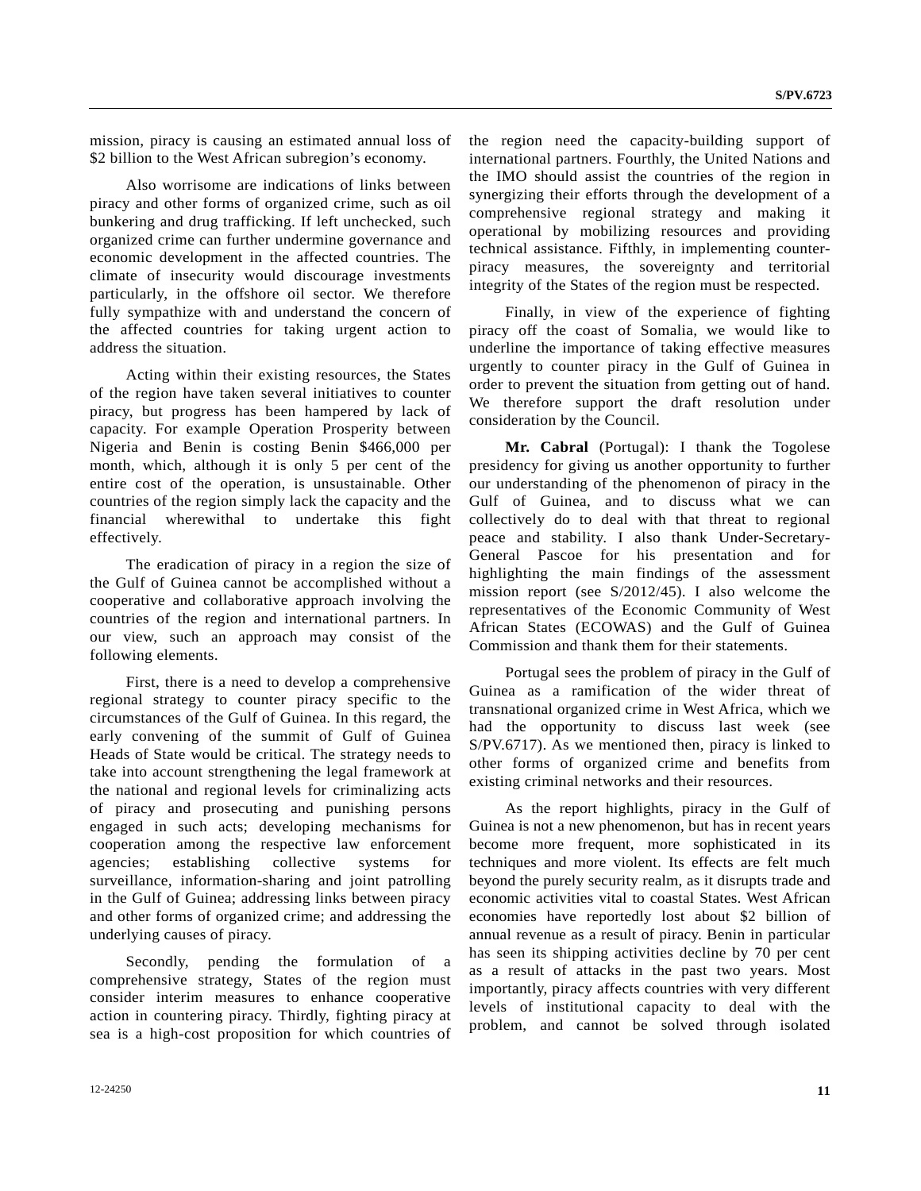mission, piracy is causing an estimated annual loss of $2 billion to the West African subregion's economy.

Also worrisome are indications of links between piracy and other forms of organized crime, such as oil bunkering and drug trafficking. If left unchecked, such organized crime can further undermine governance and economic development in the affected countries. The climate of insecurity would discourage investments particularly, in the offshore oil sector. We therefore fully sympathize with and understand the concern of the affected countries for taking urgent action to address the situation.

Acting within their existing resources, the States of the region have taken several initiatives to counter piracy, but progress has been hampered by lack of capacity. For example Operation Prosperity between Nigeria and Benin is costing Benin $466,000 per month, which, although it is only 5 per cent of the entire cost of the operation, is unsustainable. Other countries of the region simply lack the capacity and the financial wherewithal to undertake this fight effectively.

The eradication of piracy in a region the size of the Gulf of Guinea cannot be accomplished without a cooperative and collaborative approach involving the countries of the region and international partners. In our view, such an approach may consist of the following elements.

First, there is a need to develop a comprehensive regional strategy to counter piracy specific to the circumstances of the Gulf of Guinea. In this regard, the early convening of the summit of Gulf of Guinea Heads of State would be critical. The strategy needs to take into account strengthening the legal framework at the national and regional levels for criminalizing acts of piracy and prosecuting and punishing persons engaged in such acts; developing mechanisms for cooperation among the respective law enforcement agencies; establishing collective systems for surveillance, information-sharing and joint patrolling in the Gulf of Guinea; addressing links between piracy and other forms of organized crime; and addressing the underlying causes of piracy.

Secondly, pending the formulation of a comprehensive strategy, States of the region must consider interim measures to enhance cooperative action in countering piracy. Thirdly, fighting piracy at sea is a high-cost proposition for which countries of the region need the capacity-building support of international partners. Fourthly, the United Nations and the IMO should assist the countries of the region in synergizing their efforts through the development of a comprehensive regional strategy and making it operational by mobilizing resources and providing technical assistance. Fifthly, in implementing counter-piracy measures, the sovereignty and territorial integrity of the States of the region must be respected.

Finally, in view of the experience of fighting piracy off the coast of Somalia, we would like to underline the importance of taking effective measures urgently to counter piracy in the Gulf of Guinea in order to prevent the situation from getting out of hand. We therefore support the draft resolution under consideration by the Council.

**Mr. Cabral** (Portugal): I thank the Togolese presidency for giving us another opportunity to further our understanding of the phenomenon of piracy in the Gulf of Guinea, and to discuss what we can collectively do to deal with that threat to regional peace and stability. I also thank Under-Secretary-General Pascoe for his presentation and for highlighting the main findings of the assessment mission report (see S/2012/45). I also welcome the representatives of the Economic Community of West African States (ECOWAS) and the Gulf of Guinea Commission and thank them for their statements.

Portugal sees the problem of piracy in the Gulf of Guinea as a ramification of the wider threat of transnational organized crime in West Africa, which we had the opportunity to discuss last week (see S/PV.6717). As we mentioned then, piracy is linked to other forms of organized crime and benefits from existing criminal networks and their resources.

As the report highlights, piracy in the Gulf of Guinea is not a new phenomenon, but has in recent years become more frequent, more sophisticated in its techniques and more violent. Its effects are felt much beyond the purely security realm, as it disrupts trade and economic activities vital to coastal States. West African economies have reportedly lost about $2 billion of annual revenue as a result of piracy. Benin in particular has seen its shipping activities decline by 70 per cent as a result of attacks in the past two years. Most importantly, piracy affects countries with very different levels of institutional capacity to deal with the problem, and cannot be solved through isolated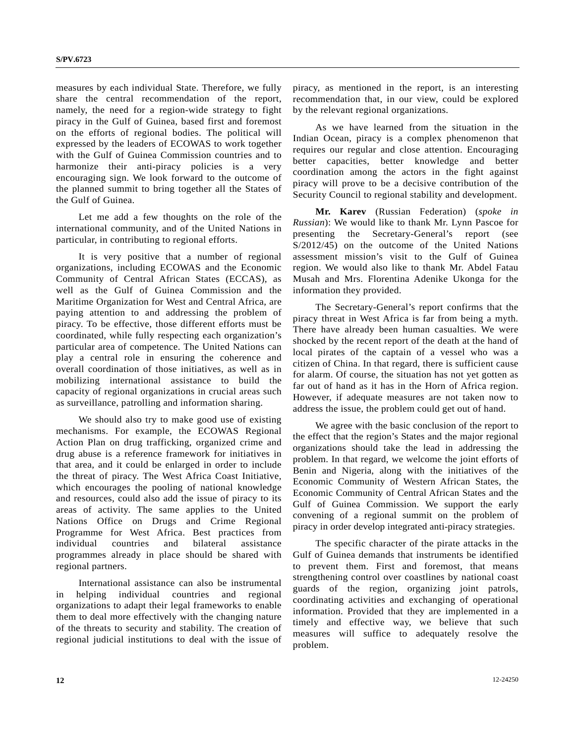measures by each individual State. Therefore, we fully share the central recommendation of the report, namely, the need for a region-wide strategy to fight piracy in the Gulf of Guinea, based first and foremost on the efforts of regional bodies. The political will expressed by the leaders of ECOWAS to work together with the Gulf of Guinea Commission countries and to harmonize their anti-piracy policies is a very encouraging sign. We look forward to the outcome of the planned summit to bring together all the States of the Gulf of Guinea.

Let me add a few thoughts on the role of the international community, and of the United Nations in particular, in contributing to regional efforts.

It is very positive that a number of regional organizations, including ECOWAS and the Economic Community of Central African States (ECCAS), as well as the Gulf of Guinea Commission and the Maritime Organization for West and Central Africa, are paying attention to and addressing the problem of piracy. To be effective, those different efforts must be coordinated, while fully respecting each organization's particular area of competence. The United Nations can play a central role in ensuring the coherence and overall coordination of those initiatives, as well as in mobilizing international assistance to build the capacity of regional organizations in crucial areas such as surveillance, patrolling and information sharing.

We should also try to make good use of existing mechanisms. For example, the ECOWAS Regional Action Plan on drug trafficking, organized crime and drug abuse is a reference framework for initiatives in that area, and it could be enlarged in order to include the threat of piracy. The West Africa Coast Initiative, which encourages the pooling of national knowledge and resources, could also add the issue of piracy to its areas of activity. The same applies to the United Nations Office on Drugs and Crime Regional Programme for West Africa. Best practices from individual countries and bilateral assistance programmes already in place should be shared with regional partners.

International assistance can also be instrumental in helping individual countries and regional organizations to adapt their legal frameworks to enable them to deal more effectively with the changing nature of the threats to security and stability. The creation of regional judicial institutions to deal with the issue of piracy, as mentioned in the report, is an interesting recommendation that, in our view, could be explored by the relevant regional organizations.

As we have learned from the situation in the Indian Ocean, piracy is a complex phenomenon that requires our regular and close attention. Encouraging better capacities, better knowledge and better coordination among the actors in the fight against piracy will prove to be a decisive contribution of the Security Council to regional stability and development.

**Mr. Karev** (Russian Federation) (*spoke in Russian*): We would like to thank Mr. Lynn Pascoe for presenting the Secretary-General's report (see S/2012/45) on the outcome of the United Nations assessment mission's visit to the Gulf of Guinea region. We would also like to thank Mr. Abdel Fatau Musah and Mrs. Florentina Adenike Ukonga for the information they provided.

The Secretary-General's report confirms that the piracy threat in West Africa is far from being a myth. There have already been human casualties. We were shocked by the recent report of the death at the hand of local pirates of the captain of a vessel who was a citizen of China. In that regard, there is sufficient cause for alarm. Of course, the situation has not yet gotten as far out of hand as it has in the Horn of Africa region. However, if adequate measures are not taken now to address the issue, the problem could get out of hand.

We agree with the basic conclusion of the report to the effect that the region's States and the major regional organizations should take the lead in addressing the problem. In that regard, we welcome the joint efforts of Benin and Nigeria, along with the initiatives of the Economic Community of Western African States, the Economic Community of Central African States and the Gulf of Guinea Commission. We support the early convening of a regional summit on the problem of piracy in order develop integrated anti-piracy strategies.

The specific character of the pirate attacks in the Gulf of Guinea demands that instruments be identified to prevent them. First and foremost, that means strengthening control over coastlines by national coast guards of the region, organizing joint patrols, coordinating activities and exchanging of operational information. Provided that they are implemented in a timely and effective way, we believe that such measures will suffice to adequately resolve the problem.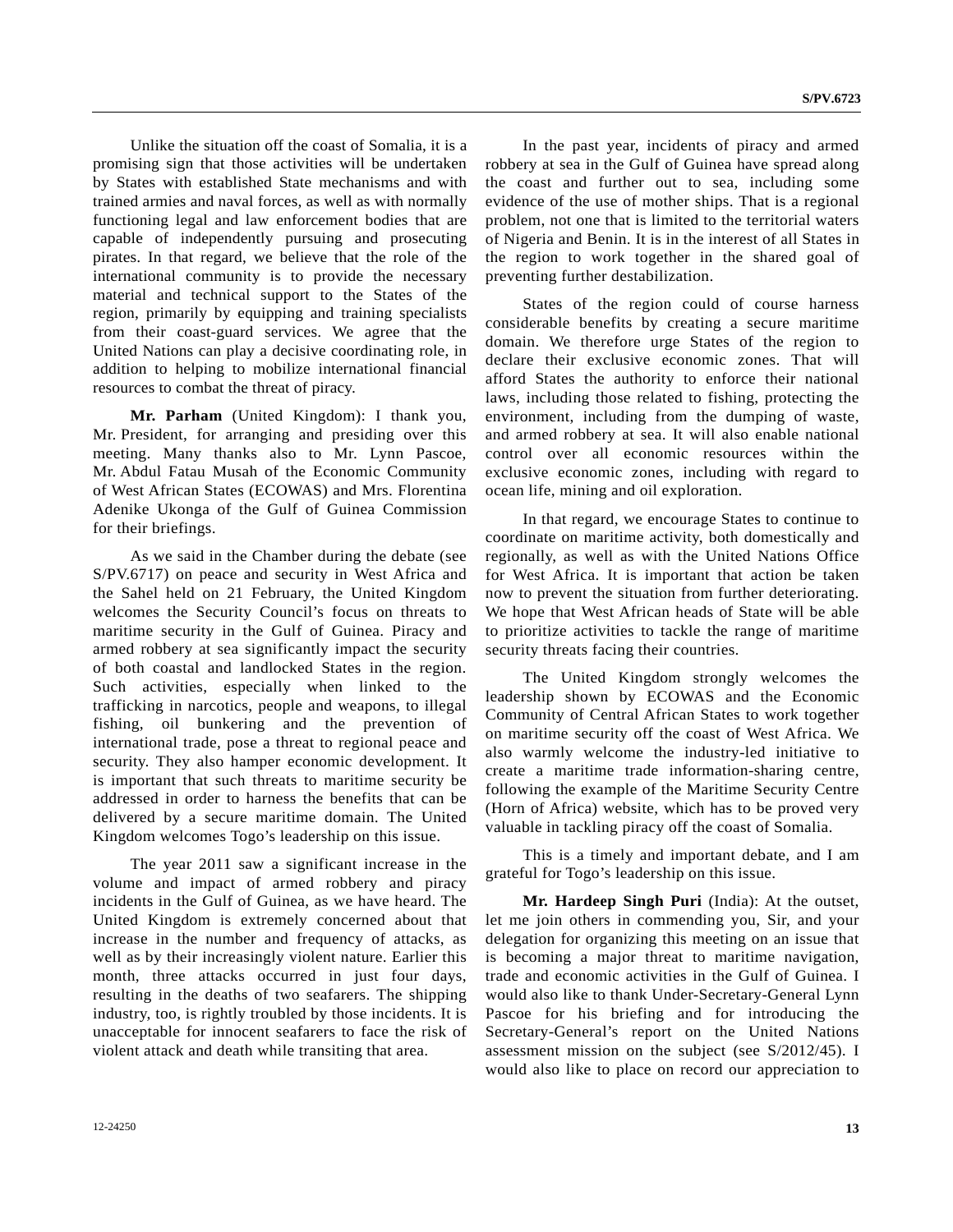Unlike the situation off the coast of Somalia, it is a promising sign that those activities will be undertaken by States with established State mechanisms and with trained armies and naval forces, as well as with normally functioning legal and law enforcement bodies that are capable of independently pursuing and prosecuting pirates. In that regard, we believe that the role of the international community is to provide the necessary material and technical support to the States of the region, primarily by equipping and training specialists from their coast-guard services. We agree that the United Nations can play a decisive coordinating role, in addition to helping to mobilize international financial resources to combat the threat of piracy.

**Mr. Parham** (United Kingdom): I thank you, Mr. President, for arranging and presiding over this meeting. Many thanks also to Mr. Lynn Pascoe, Mr. Abdul Fatau Musah of the Economic Community of West African States (ECOWAS) and Mrs. Florentina Adenike Ukonga of the Gulf of Guinea Commission for their briefings.

As we said in the Chamber during the debate (see S/PV.6717) on peace and security in West Africa and the Sahel held on 21 February, the United Kingdom welcomes the Security Council's focus on threats to maritime security in the Gulf of Guinea. Piracy and armed robbery at sea significantly impact the security of both coastal and landlocked States in the region. Such activities, especially when linked to the trafficking in narcotics, people and weapons, to illegal fishing, oil bunkering and the prevention of international trade, pose a threat to regional peace and security. They also hamper economic development. It is important that such threats to maritime security be addressed in order to harness the benefits that can be delivered by a secure maritime domain. The United Kingdom welcomes Togo's leadership on this issue.

The year 2011 saw a significant increase in the volume and impact of armed robbery and piracy incidents in the Gulf of Guinea, as we have heard. The United Kingdom is extremely concerned about that increase in the number and frequency of attacks, as well as by their increasingly violent nature. Earlier this month, three attacks occurred in just four days, resulting in the deaths of two seafarers. The shipping industry, too, is rightly troubled by those incidents. It is unacceptable for innocent seafarers to face the risk of violent attack and death while transiting that area.

In the past year, incidents of piracy and armed robbery at sea in the Gulf of Guinea have spread along the coast and further out to sea, including some evidence of the use of mother ships. That is a regional problem, not one that is limited to the territorial waters of Nigeria and Benin. It is in the interest of all States in the region to work together in the shared goal of preventing further destabilization.

States of the region could of course harness considerable benefits by creating a secure maritime domain. We therefore urge States of the region to declare their exclusive economic zones. That will afford States the authority to enforce their national laws, including those related to fishing, protecting the environment, including from the dumping of waste, and armed robbery at sea. It will also enable national control over all economic resources within the exclusive economic zones, including with regard to ocean life, mining and oil exploration.

In that regard, we encourage States to continue to coordinate on maritime activity, both domestically and regionally, as well as with the United Nations Office for West Africa. It is important that action be taken now to prevent the situation from further deteriorating. We hope that West African heads of State will be able to prioritize activities to tackle the range of maritime security threats facing their countries.

The United Kingdom strongly welcomes the leadership shown by ECOWAS and the Economic Community of Central African States to work together on maritime security off the coast of West Africa. We also warmly welcome the industry-led initiative to create a maritime trade information-sharing centre, following the example of the Maritime Security Centre (Horn of Africa) website, which has to be proved very valuable in tackling piracy off the coast of Somalia.

This is a timely and important debate, and I am grateful for Togo's leadership on this issue.

**Mr. Hardeep Singh Puri** (India): At the outset, let me join others in commending you, Sir, and your delegation for organizing this meeting on an issue that is becoming a major threat to maritime navigation, trade and economic activities in the Gulf of Guinea. I would also like to thank Under-Secretary-General Lynn Pascoe for his briefing and for introducing the Secretary-General's report on the United Nations assessment mission on the subject (see S/2012/45). I would also like to place on record our appreciation to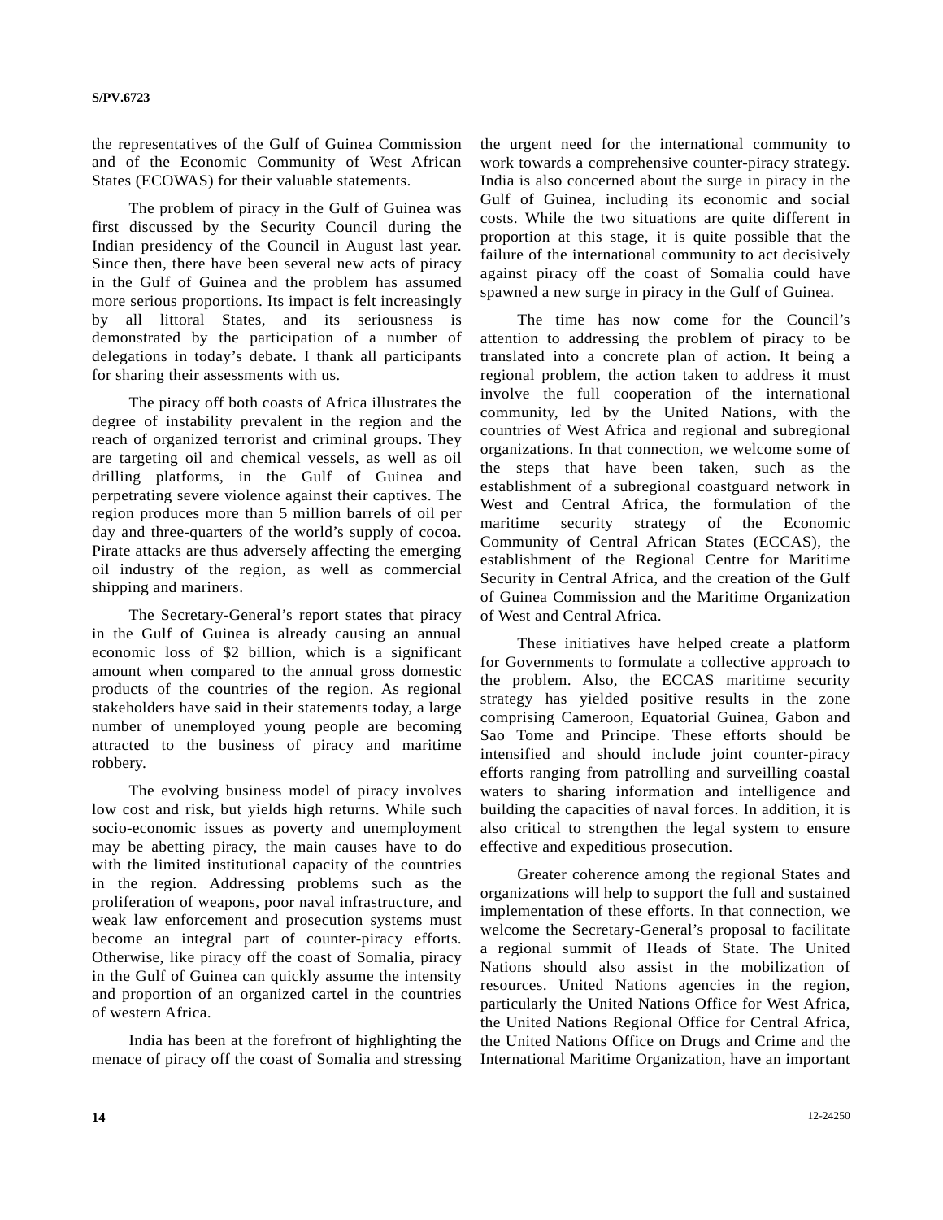the representatives of the Gulf of Guinea Commission and of the Economic Community of West African States (ECOWAS) for their valuable statements.

The problem of piracy in the Gulf of Guinea was first discussed by the Security Council during the Indian presidency of the Council in August last year. Since then, there have been several new acts of piracy in the Gulf of Guinea and the problem has assumed more serious proportions. Its impact is felt increasingly by all littoral States, and its seriousness is demonstrated by the participation of a number of delegations in today's debate. I thank all participants for sharing their assessments with us.

The piracy off both coasts of Africa illustrates the degree of instability prevalent in the region and the reach of organized terrorist and criminal groups. They are targeting oil and chemical vessels, as well as oil drilling platforms, in the Gulf of Guinea and perpetrating severe violence against their captives. The region produces more than 5 million barrels of oil per day and three-quarters of the world's supply of cocoa. Pirate attacks are thus adversely affecting the emerging oil industry of the region, as well as commercial shipping and mariners.

The Secretary-General's report states that piracy in the Gulf of Guinea is already causing an annual economic loss of \$2 billion, which is a significant amount when compared to the annual gross domestic products of the countries of the region. As regional stakeholders have said in their statements today, a large number of unemployed young people are becoming attracted to the business of piracy and maritime robbery.

The evolving business model of piracy involves low cost and risk, but yields high returns. While such socio-economic issues as poverty and unemployment may be abetting piracy, the main causes have to do with the limited institutional capacity of the countries in the region. Addressing problems such as the proliferation of weapons, poor naval infrastructure, and weak law enforcement and prosecution systems must become an integral part of counter-piracy efforts. Otherwise, like piracy off the coast of Somalia, piracy in the Gulf of Guinea can quickly assume the intensity and proportion of an organized cartel in the countries of western Africa.

India has been at the forefront of highlighting the menace of piracy off the coast of Somalia and stressing the urgent need for the international community to work towards a comprehensive counter-piracy strategy. India is also concerned about the surge in piracy in the Gulf of Guinea, including its economic and social costs. While the two situations are quite different in proportion at this stage, it is quite possible that the failure of the international community to act decisively against piracy off the coast of Somalia could have spawned a new surge in piracy in the Gulf of Guinea.

The time has now come for the Council's attention to addressing the problem of piracy to be translated into a concrete plan of action. It being a regional problem, the action taken to address it must involve the full cooperation of the international community, led by the United Nations, with the countries of West Africa and regional and subregional organizations. In that connection, we welcome some of the steps that have been taken, such as the establishment of a subregional coastguard network in West and Central Africa, the formulation of the maritime security strategy of the Economic Community of Central African States (ECCAS), the establishment of the Regional Centre for Maritime Security in Central Africa, and the creation of the Gulf of Guinea Commission and the Maritime Organization of West and Central Africa.

These initiatives have helped create a platform for Governments to formulate a collective approach to the problem. Also, the ECCAS maritime security strategy has yielded positive results in the zone comprising Cameroon, Equatorial Guinea, Gabon and Sao Tome and Principe. These efforts should be intensified and should include joint counter-piracy efforts ranging from patrolling and surveilling coastal waters to sharing information and intelligence and building the capacities of naval forces. In addition, it is also critical to strengthen the legal system to ensure effective and expeditious prosecution.

Greater coherence among the regional States and organizations will help to support the full and sustained implementation of these efforts. In that connection, we welcome the Secretary-General's proposal to facilitate a regional summit of Heads of State. The United Nations should also assist in the mobilization of resources. United Nations agencies in the region, particularly the United Nations Office for West Africa, the United Nations Regional Office for Central Africa, the United Nations Office on Drugs and Crime and the International Maritime Organization, have an important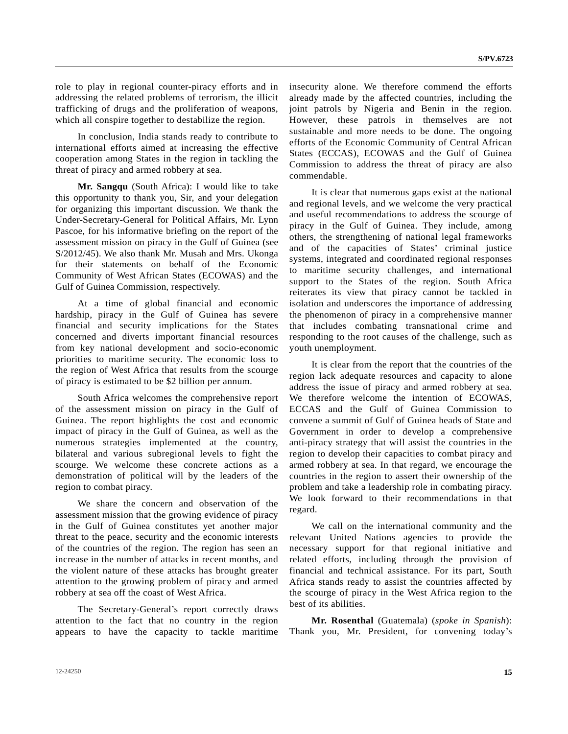role to play in regional counter-piracy efforts and in addressing the related problems of terrorism, the illicit trafficking of drugs and the proliferation of weapons, which all conspire together to destabilize the region.

In conclusion, India stands ready to contribute to international efforts aimed at increasing the effective cooperation among States in the region in tackling the threat of piracy and armed robbery at sea.

**Mr. Sangqu** (South Africa): I would like to take this opportunity to thank you, Sir, and your delegation for organizing this important discussion. We thank the Under-Secretary-General for Political Affairs, Mr. Lynn Pascoe, for his informative briefing on the report of the assessment mission on piracy in the Gulf of Guinea (see S/2012/45). We also thank Mr. Musah and Mrs. Ukonga for their statements on behalf of the Economic Community of West African States (ECOWAS) and the Gulf of Guinea Commission, respectively.

At a time of global financial and economic hardship, piracy in the Gulf of Guinea has severe financial and security implications for the States concerned and diverts important financial resources from key national development and socio-economic priorities to maritime security. The economic loss to the region of West Africa that results from the scourge of piracy is estimated to be $2 billion per annum.

South Africa welcomes the comprehensive report of the assessment mission on piracy in the Gulf of Guinea. The report highlights the cost and economic impact of piracy in the Gulf of Guinea, as well as the numerous strategies implemented at the country, bilateral and various subregional levels to fight the scourge. We welcome these concrete actions as a demonstration of political will by the leaders of the region to combat piracy.

We share the concern and observation of the assessment mission that the growing evidence of piracy in the Gulf of Guinea constitutes yet another major threat to the peace, security and the economic interests of the countries of the region. The region has seen an increase in the number of attacks in recent months, and the violent nature of these attacks has brought greater attention to the growing problem of piracy and armed robbery at sea off the coast of West Africa.

The Secretary-General's report correctly draws attention to the fact that no country in the region appears to have the capacity to tackle maritime insecurity alone. We therefore commend the efforts already made by the affected countries, including the joint patrols by Nigeria and Benin in the region. However, these patrols in themselves are not sustainable and more needs to be done. The ongoing efforts of the Economic Community of Central African States (ECCAS), ECOWAS and the Gulf of Guinea Commission to address the threat of piracy are also commendable.

It is clear that numerous gaps exist at the national and regional levels, and we welcome the very practical and useful recommendations to address the scourge of piracy in the Gulf of Guinea. They include, among others, the strengthening of national legal frameworks and of the capacities of States' criminal justice systems, integrated and coordinated regional responses to maritime security challenges, and international support to the States of the region. South Africa reiterates its view that piracy cannot be tackled in isolation and underscores the importance of addressing the phenomenon of piracy in a comprehensive manner that includes combating transnational crime and responding to the root causes of the challenge, such as youth unemployment.

It is clear from the report that the countries of the region lack adequate resources and capacity to alone address the issue of piracy and armed robbery at sea. We therefore welcome the intention of ECOWAS, ECCAS and the Gulf of Guinea Commission to convene a summit of Gulf of Guinea heads of State and Government in order to develop a comprehensive anti-piracy strategy that will assist the countries in the region to develop their capacities to combat piracy and armed robbery at sea. In that regard, we encourage the countries in the region to assert their ownership of the problem and take a leadership role in combating piracy. We look forward to their recommendations in that regard.

We call on the international community and the relevant United Nations agencies to provide the necessary support for that regional initiative and related efforts, including through the provision of financial and technical assistance. For its part, South Africa stands ready to assist the countries affected by the scourge of piracy in the West Africa region to the best of its abilities.

**Mr. Rosenthal** (Guatemala) (*spoke in Spanish*): Thank you, Mr. President, for convening today's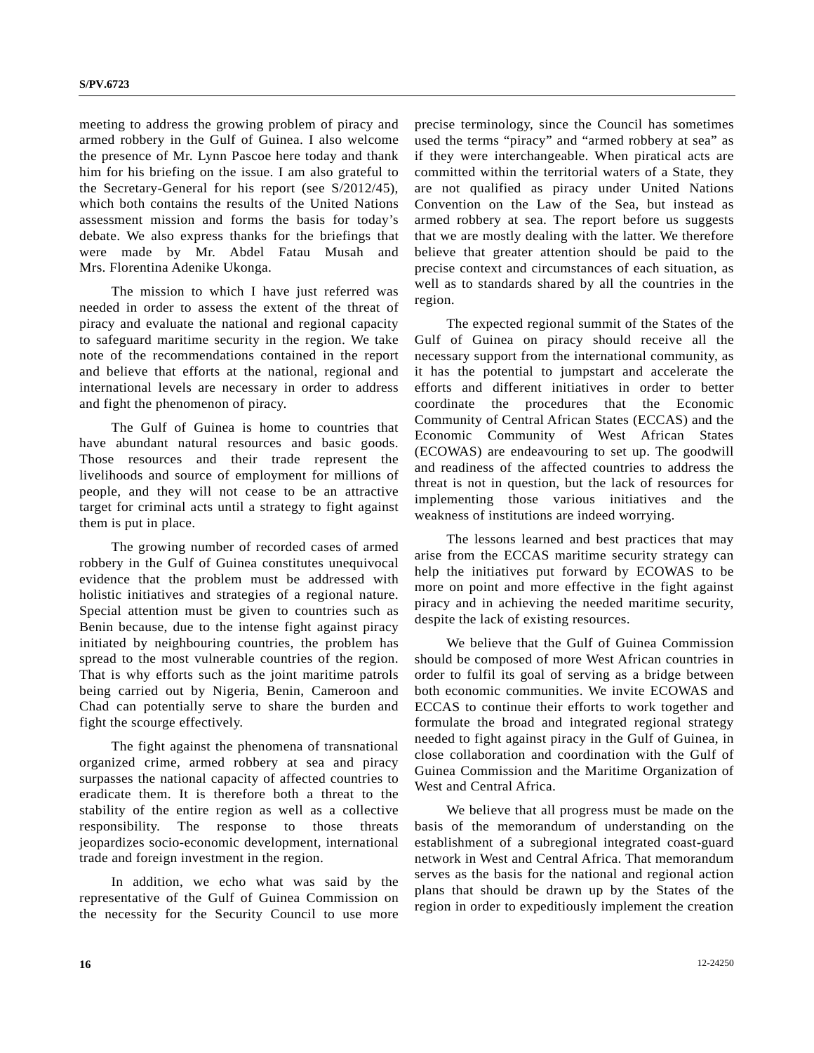meeting to address the growing problem of piracy and armed robbery in the Gulf of Guinea. I also welcome the presence of Mr. Lynn Pascoe here today and thank him for his briefing on the issue. I am also grateful to the Secretary-General for his report (see S/2012/45), which both contains the results of the United Nations assessment mission and forms the basis for today's debate. We also express thanks for the briefings that were made by Mr. Abdel Fatau Musah and Mrs. Florentina Adenike Ukonga.

The mission to which I have just referred was needed in order to assess the extent of the threat of piracy and evaluate the national and regional capacity to safeguard maritime security in the region. We take note of the recommendations contained in the report and believe that efforts at the national, regional and international levels are necessary in order to address and fight the phenomenon of piracy.

The Gulf of Guinea is home to countries that have abundant natural resources and basic goods. Those resources and their trade represent the livelihoods and source of employment for millions of people, and they will not cease to be an attractive target for criminal acts until a strategy to fight against them is put in place.

The growing number of recorded cases of armed robbery in the Gulf of Guinea constitutes unequivocal evidence that the problem must be addressed with holistic initiatives and strategies of a regional nature. Special attention must be given to countries such as Benin because, due to the intense fight against piracy initiated by neighbouring countries, the problem has spread to the most vulnerable countries of the region. That is why efforts such as the joint maritime patrols being carried out by Nigeria, Benin, Cameroon and Chad can potentially serve to share the burden and fight the scourge effectively.

The fight against the phenomena of transnational organized crime, armed robbery at sea and piracy surpasses the national capacity of affected countries to eradicate them. It is therefore both a threat to the stability of the entire region as well as a collective responsibility. The response to those threats jeopardizes socio-economic development, international trade and foreign investment in the region.

In addition, we echo what was said by the representative of the Gulf of Guinea Commission on the necessity for the Security Council to use more precise terminology, since the Council has sometimes used the terms "piracy" and "armed robbery at sea" as if they were interchangeable. When piratical acts are committed within the territorial waters of a State, they are not qualified as piracy under United Nations Convention on the Law of the Sea, but instead as armed robbery at sea. The report before us suggests that we are mostly dealing with the latter. We therefore believe that greater attention should be paid to the precise context and circumstances of each situation, as well as to standards shared by all the countries in the region.

The expected regional summit of the States of the Gulf of Guinea on piracy should receive all the necessary support from the international community, as it has the potential to jumpstart and accelerate the efforts and different initiatives in order to better coordinate the procedures that the Economic Community of Central African States (ECCAS) and the Economic Community of West African States (ECOWAS) are endeavouring to set up. The goodwill and readiness of the affected countries to address the threat is not in question, but the lack of resources for implementing those various initiatives and the weakness of institutions are indeed worrying.

The lessons learned and best practices that may arise from the ECCAS maritime security strategy can help the initiatives put forward by ECOWAS to be more on point and more effective in the fight against piracy and in achieving the needed maritime security, despite the lack of existing resources.

We believe that the Gulf of Guinea Commission should be composed of more West African countries in order to fulfil its goal of serving as a bridge between both economic communities. We invite ECOWAS and ECCAS to continue their efforts to work together and formulate the broad and integrated regional strategy needed to fight against piracy in the Gulf of Guinea, in close collaboration and coordination with the Gulf of Guinea Commission and the Maritime Organization of West and Central Africa.

We believe that all progress must be made on the basis of the memorandum of understanding on the establishment of a subregional integrated coast-guard network in West and Central Africa. That memorandum serves as the basis for the national and regional action plans that should be drawn up by the States of the region in order to expeditiously implement the creation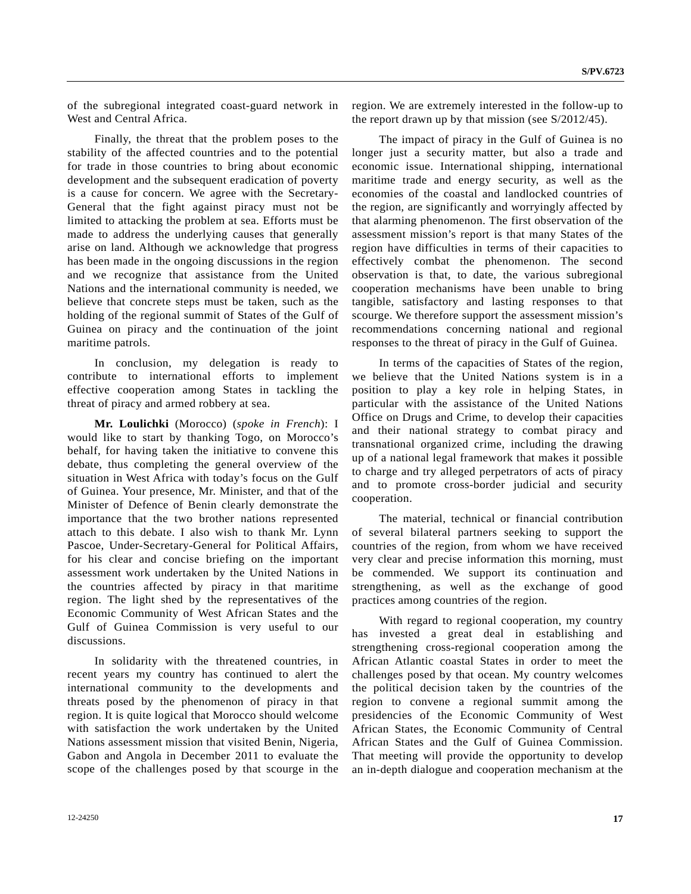of the subregional integrated coast-guard network in West and Central Africa.

Finally, the threat that the problem poses to the stability of the affected countries and to the potential for trade in those countries to bring about economic development and the subsequent eradication of poverty is a cause for concern. We agree with the Secretary-General that the fight against piracy must not be limited to attacking the problem at sea. Efforts must be made to address the underlying causes that generally arise on land. Although we acknowledge that progress has been made in the ongoing discussions in the region and we recognize that assistance from the United Nations and the international community is needed, we believe that concrete steps must be taken, such as the holding of the regional summit of States of the Gulf of Guinea on piracy and the continuation of the joint maritime patrols.

In conclusion, my delegation is ready to contribute to international efforts to implement effective cooperation among States in tackling the threat of piracy and armed robbery at sea.

**Mr. Loulichki** (Morocco) (*spoke in French*): I would like to start by thanking Togo, on Morocco's behalf, for having taken the initiative to convene this debate, thus completing the general overview of the situation in West Africa with today's focus on the Gulf of Guinea. Your presence, Mr. Minister, and that of the Minister of Defence of Benin clearly demonstrate the importance that the two brother nations represented attach to this debate. I also wish to thank Mr. Lynn Pascoe, Under-Secretary-General for Political Affairs, for his clear and concise briefing on the important assessment work undertaken by the United Nations in the countries affected by piracy in that maritime region. The light shed by the representatives of the Economic Community of West African States and the Gulf of Guinea Commission is very useful to our discussions.

In solidarity with the threatened countries, in recent years my country has continued to alert the international community to the developments and threats posed by the phenomenon of piracy in that region. It is quite logical that Morocco should welcome with satisfaction the work undertaken by the United Nations assessment mission that visited Benin, Nigeria, Gabon and Angola in December 2011 to evaluate the scope of the challenges posed by that scourge in the region. We are extremely interested in the follow-up to the report drawn up by that mission (see S/2012/45).

The impact of piracy in the Gulf of Guinea is no longer just a security matter, but also a trade and economic issue. International shipping, international maritime trade and energy security, as well as the economies of the coastal and landlocked countries of the region, are significantly and worryingly affected by that alarming phenomenon. The first observation of the assessment mission's report is that many States of the region have difficulties in terms of their capacities to effectively combat the phenomenon. The second observation is that, to date, the various subregional cooperation mechanisms have been unable to bring tangible, satisfactory and lasting responses to that scourge. We therefore support the assessment mission's recommendations concerning national and regional responses to the threat of piracy in the Gulf of Guinea.

In terms of the capacities of States of the region, we believe that the United Nations system is in a position to play a key role in helping States, in particular with the assistance of the United Nations Office on Drugs and Crime, to develop their capacities and their national strategy to combat piracy and transnational organized crime, including the drawing up of a national legal framework that makes it possible to charge and try alleged perpetrators of acts of piracy and to promote cross-border judicial and security cooperation.

The material, technical or financial contribution of several bilateral partners seeking to support the countries of the region, from whom we have received very clear and precise information this morning, must be commended. We support its continuation and strengthening, as well as the exchange of good practices among countries of the region.

With regard to regional cooperation, my country has invested a great deal in establishing and strengthening cross-regional cooperation among the African Atlantic coastal States in order to meet the challenges posed by that ocean. My country welcomes the political decision taken by the countries of the region to convene a regional summit among the presidencies of the Economic Community of West African States, the Economic Community of Central African States and the Gulf of Guinea Commission. That meeting will provide the opportunity to develop an in-depth dialogue and cooperation mechanism at the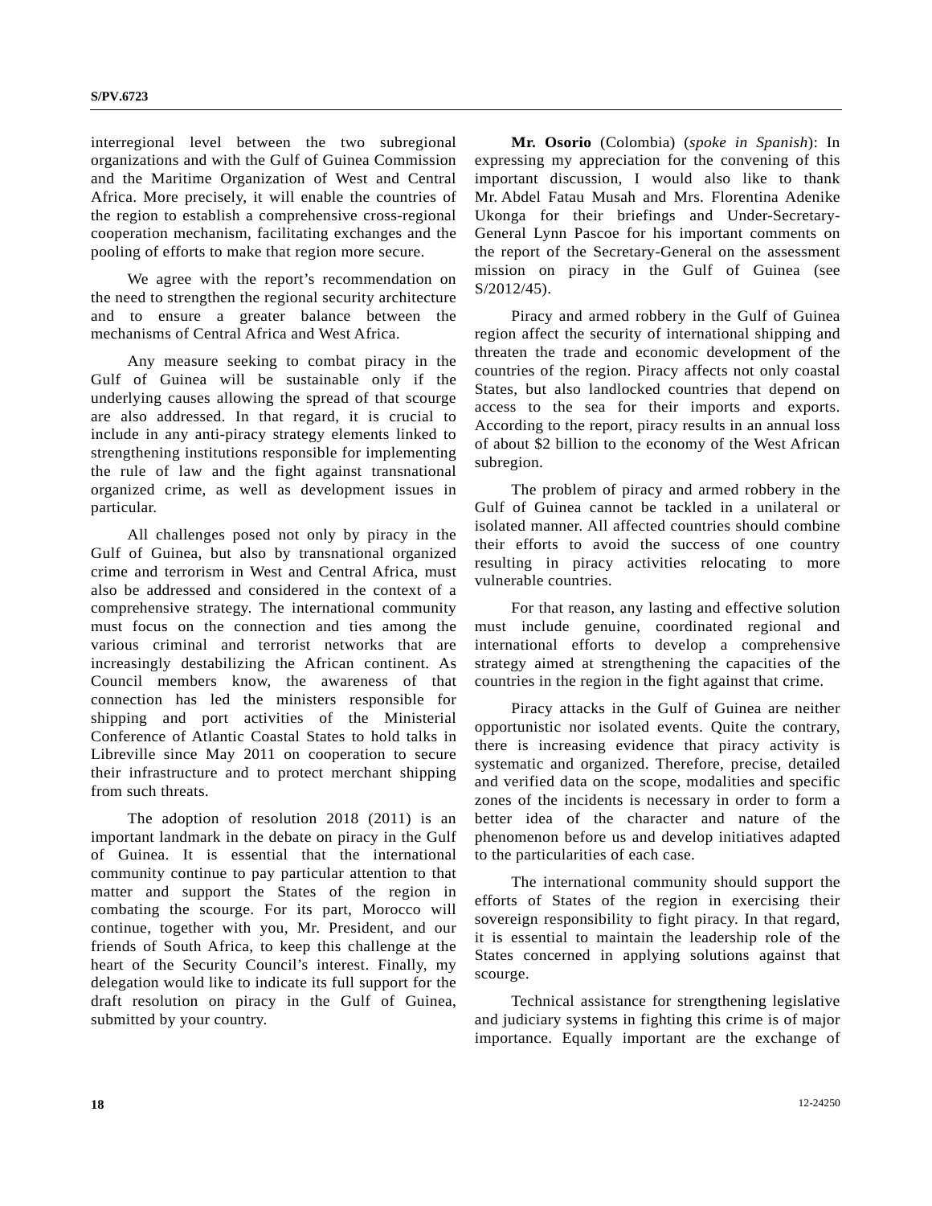interregional level between the two subregional organizations and with the Gulf of Guinea Commission and the Maritime Organization of West and Central Africa. More precisely, it will enable the countries of the region to establish a comprehensive cross-regional cooperation mechanism, facilitating exchanges and the pooling of efforts to make that region more secure.

We agree with the report's recommendation on the need to strengthen the regional security architecture and to ensure a greater balance between the mechanisms of Central Africa and West Africa.

Any measure seeking to combat piracy in the Gulf of Guinea will be sustainable only if the underlying causes allowing the spread of that scourge are also addressed. In that regard, it is crucial to include in any anti-piracy strategy elements linked to strengthening institutions responsible for implementing the rule of law and the fight against transnational organized crime, as well as development issues in particular.

All challenges posed not only by piracy in the Gulf of Guinea, but also by transnational organized crime and terrorism in West and Central Africa, must also be addressed and considered in the context of a comprehensive strategy. The international community must focus on the connection and ties among the various criminal and terrorist networks that are increasingly destabilizing the African continent. As Council members know, the awareness of that connection has led the ministers responsible for shipping and port activities of the Ministerial Conference of Atlantic Coastal States to hold talks in Libreville since May 2011 on cooperation to secure their infrastructure and to protect merchant shipping from such threats.

The adoption of resolution 2018 (2011) is an important landmark in the debate on piracy in the Gulf of Guinea. It is essential that the international community continue to pay particular attention to that matter and support the States of the region in combating the scourge. For its part, Morocco will continue, together with you, Mr. President, and our friends of South Africa, to keep this challenge at the heart of the Security Council's interest. Finally, my delegation would like to indicate its full support for the draft resolution on piracy in the Gulf of Guinea, submitted by your country.

**Mr. Osorio** (Colombia) (*spoke in Spanish*): In expressing my appreciation for the convening of this important discussion, I would also like to thank Mr. Abdel Fatau Musah and Mrs. Florentina Adenike Ukonga for their briefings and Under-Secretary-General Lynn Pascoe for his important comments on the report of the Secretary-General on the assessment mission on piracy in the Gulf of Guinea (see S/2012/45).

Piracy and armed robbery in the Gulf of Guinea region affect the security of international shipping and threaten the trade and economic development of the countries of the region. Piracy affects not only coastal States, but also landlocked countries that depend on access to the sea for their imports and exports. According to the report, piracy results in an annual loss of about $2 billion to the economy of the West African subregion.

The problem of piracy and armed robbery in the Gulf of Guinea cannot be tackled in a unilateral or isolated manner. All affected countries should combine their efforts to avoid the success of one country resulting in piracy activities relocating to more vulnerable countries.

For that reason, any lasting and effective solution must include genuine, coordinated regional and international efforts to develop a comprehensive strategy aimed at strengthening the capacities of the countries in the region in the fight against that crime.

Piracy attacks in the Gulf of Guinea are neither opportunistic nor isolated events. Quite the contrary, there is increasing evidence that piracy activity is systematic and organized. Therefore, precise, detailed and verified data on the scope, modalities and specific zones of the incidents is necessary in order to form a better idea of the character and nature of the phenomenon before us and develop initiatives adapted to the particularities of each case.

The international community should support the efforts of States of the region in exercising their sovereign responsibility to fight piracy. In that regard, it is essential to maintain the leadership role of the States concerned in applying solutions against that scourge.

Technical assistance for strengthening legislative and judiciary systems in fighting this crime is of major importance. Equally important are the exchange of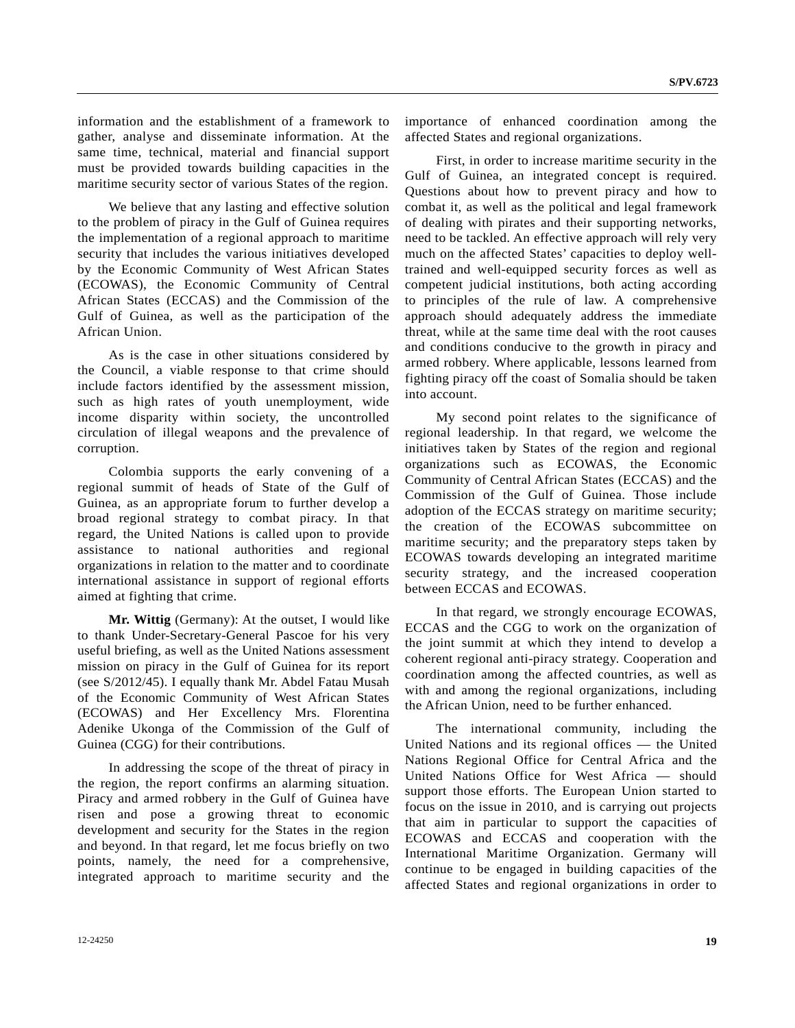information and the establishment of a framework to gather, analyse and disseminate information. At the same time, technical, material and financial support must be provided towards building capacities in the maritime security sector of various States of the region.

We believe that any lasting and effective solution to the problem of piracy in the Gulf of Guinea requires the implementation of a regional approach to maritime security that includes the various initiatives developed by the Economic Community of West African States (ECOWAS), the Economic Community of Central African States (ECCAS) and the Commission of the Gulf of Guinea, as well as the participation of the African Union.

As is the case in other situations considered by the Council, a viable response to that crime should include factors identified by the assessment mission, such as high rates of youth unemployment, wide income disparity within society, the uncontrolled circulation of illegal weapons and the prevalence of corruption.

Colombia supports the early convening of a regional summit of heads of State of the Gulf of Guinea, as an appropriate forum to further develop a broad regional strategy to combat piracy. In that regard, the United Nations is called upon to provide assistance to national authorities and regional organizations in relation to the matter and to coordinate international assistance in support of regional efforts aimed at fighting that crime.

**Mr. Wittig** (Germany): At the outset, I would like to thank Under-Secretary-General Pascoe for his very useful briefing, as well as the United Nations assessment mission on piracy in the Gulf of Guinea for its report (see S/2012/45). I equally thank Mr. Abdel Fatau Musah of the Economic Community of West African States (ECOWAS) and Her Excellency Mrs. Florentina Adenike Ukonga of the Commission of the Gulf of Guinea (CGG) for their contributions.

In addressing the scope of the threat of piracy in the region, the report confirms an alarming situation. Piracy and armed robbery in the Gulf of Guinea have risen and pose a growing threat to economic development and security for the States in the region and beyond. In that regard, let me focus briefly on two points, namely, the need for a comprehensive, integrated approach to maritime security and the importance of enhanced coordination among the affected States and regional organizations.

First, in order to increase maritime security in the Gulf of Guinea, an integrated concept is required. Questions about how to prevent piracy and how to combat it, as well as the political and legal framework of dealing with pirates and their supporting networks, need to be tackled. An effective approach will rely very much on the affected States' capacities to deploy well-trained and well-equipped security forces as well as competent judicial institutions, both acting according to principles of the rule of law. A comprehensive approach should adequately address the immediate threat, while at the same time deal with the root causes and conditions conducive to the growth in piracy and armed robbery. Where applicable, lessons learned from fighting piracy off the coast of Somalia should be taken into account.

My second point relates to the significance of regional leadership. In that regard, we welcome the initiatives taken by States of the region and regional organizations such as ECOWAS, the Economic Community of Central African States (ECCAS) and the Commission of the Gulf of Guinea. Those include adoption of the ECCAS strategy on maritime security; the creation of the ECOWAS subcommittee on maritime security; and the preparatory steps taken by ECOWAS towards developing an integrated maritime security strategy, and the increased cooperation between ECCAS and ECOWAS.

In that regard, we strongly encourage ECOWAS, ECCAS and the CGG to work on the organization of the joint summit at which they intend to develop a coherent regional anti-piracy strategy. Cooperation and coordination among the affected countries, as well as with and among the regional organizations, including the African Union, need to be further enhanced.

The international community, including the United Nations and its regional offices — the United Nations Regional Office for Central Africa and the United Nations Office for West Africa — should support those efforts. The European Union started to focus on the issue in 2010, and is carrying out projects that aim in particular to support the capacities of ECOWAS and ECCAS and cooperation with the International Maritime Organization. Germany will continue to be engaged in building capacities of the affected States and regional organizations in order to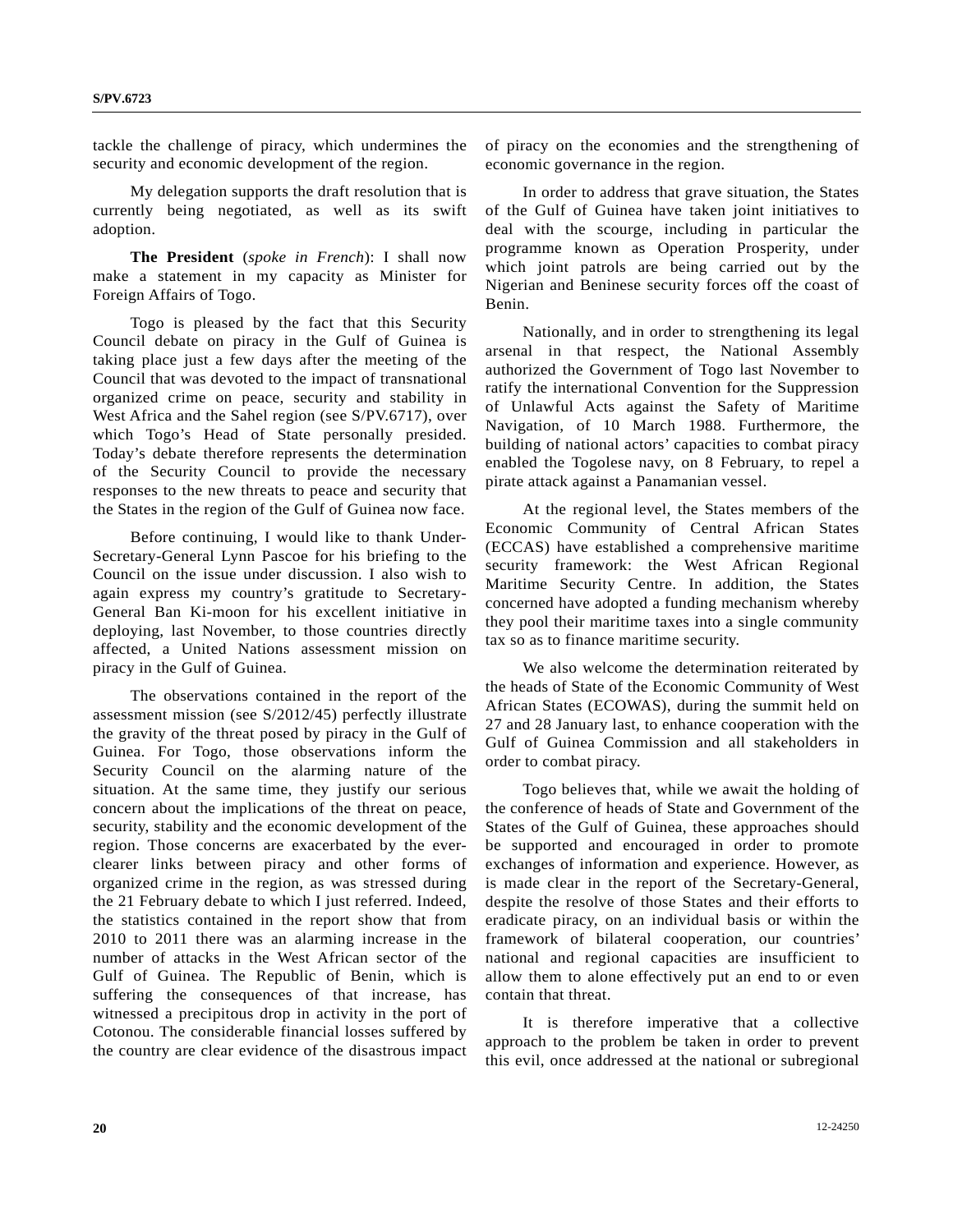tackle the challenge of piracy, which undermines the security and economic development of the region.

My delegation supports the draft resolution that is currently being negotiated, as well as its swift adoption.

**The President** (*spoke in French*): I shall now make a statement in my capacity as Minister for Foreign Affairs of Togo.

Togo is pleased by the fact that this Security Council debate on piracy in the Gulf of Guinea is taking place just a few days after the meeting of the Council that was devoted to the impact of transnational organized crime on peace, security and stability in West Africa and the Sahel region (see S/PV.6717), over which Togo's Head of State personally presided. Today's debate therefore represents the determination of the Security Council to provide the necessary responses to the new threats to peace and security that the States in the region of the Gulf of Guinea now face.

Before continuing, I would like to thank Under-Secretary-General Lynn Pascoe for his briefing to the Council on the issue under discussion. I also wish to again express my country's gratitude to Secretary-General Ban Ki-moon for his excellent initiative in deploying, last November, to those countries directly affected, a United Nations assessment mission on piracy in the Gulf of Guinea.

The observations contained in the report of the assessment mission (see S/2012/45) perfectly illustrate the gravity of the threat posed by piracy in the Gulf of Guinea. For Togo, those observations inform the Security Council on the alarming nature of the situation. At the same time, they justify our serious concern about the implications of the threat on peace, security, stability and the economic development of the region. Those concerns are exacerbated by the ever-clearer links between piracy and other forms of organized crime in the region, as was stressed during the 21 February debate to which I just referred. Indeed, the statistics contained in the report show that from 2010 to 2011 there was an alarming increase in the number of attacks in the West African sector of the Gulf of Guinea. The Republic of Benin, which is suffering the consequences of that increase, has witnessed a precipitous drop in activity in the port of Cotonou. The considerable financial losses suffered by the country are clear evidence of the disastrous impact of piracy on the economies and the strengthening of economic governance in the region.

In order to address that grave situation, the States of the Gulf of Guinea have taken joint initiatives to deal with the scourge, including in particular the programme known as Operation Prosperity, under which joint patrols are being carried out by the Nigerian and Beninese security forces off the coast of Benin.

Nationally, and in order to strengthening its legal arsenal in that respect, the National Assembly authorized the Government of Togo last November to ratify the international Convention for the Suppression of Unlawful Acts against the Safety of Maritime Navigation, of 10 March 1988. Furthermore, the building of national actors' capacities to combat piracy enabled the Togolese navy, on 8 February, to repel a pirate attack against a Panamanian vessel.

At the regional level, the States members of the Economic Community of Central African States (ECCAS) have established a comprehensive maritime security framework: the West African Regional Maritime Security Centre. In addition, the States concerned have adopted a funding mechanism whereby they pool their maritime taxes into a single community tax so as to finance maritime security.

We also welcome the determination reiterated by the heads of State of the Economic Community of West African States (ECOWAS), during the summit held on 27 and 28 January last, to enhance cooperation with the Gulf of Guinea Commission and all stakeholders in order to combat piracy.

Togo believes that, while we await the holding of the conference of heads of State and Government of the States of the Gulf of Guinea, these approaches should be supported and encouraged in order to promote exchanges of information and experience. However, as is made clear in the report of the Secretary-General, despite the resolve of those States and their efforts to eradicate piracy, on an individual basis or within the framework of bilateral cooperation, our countries' national and regional capacities are insufficient to allow them to alone effectively put an end to or even contain that threat.

It is therefore imperative that a collective approach to the problem be taken in order to prevent this evil, once addressed at the national or subregional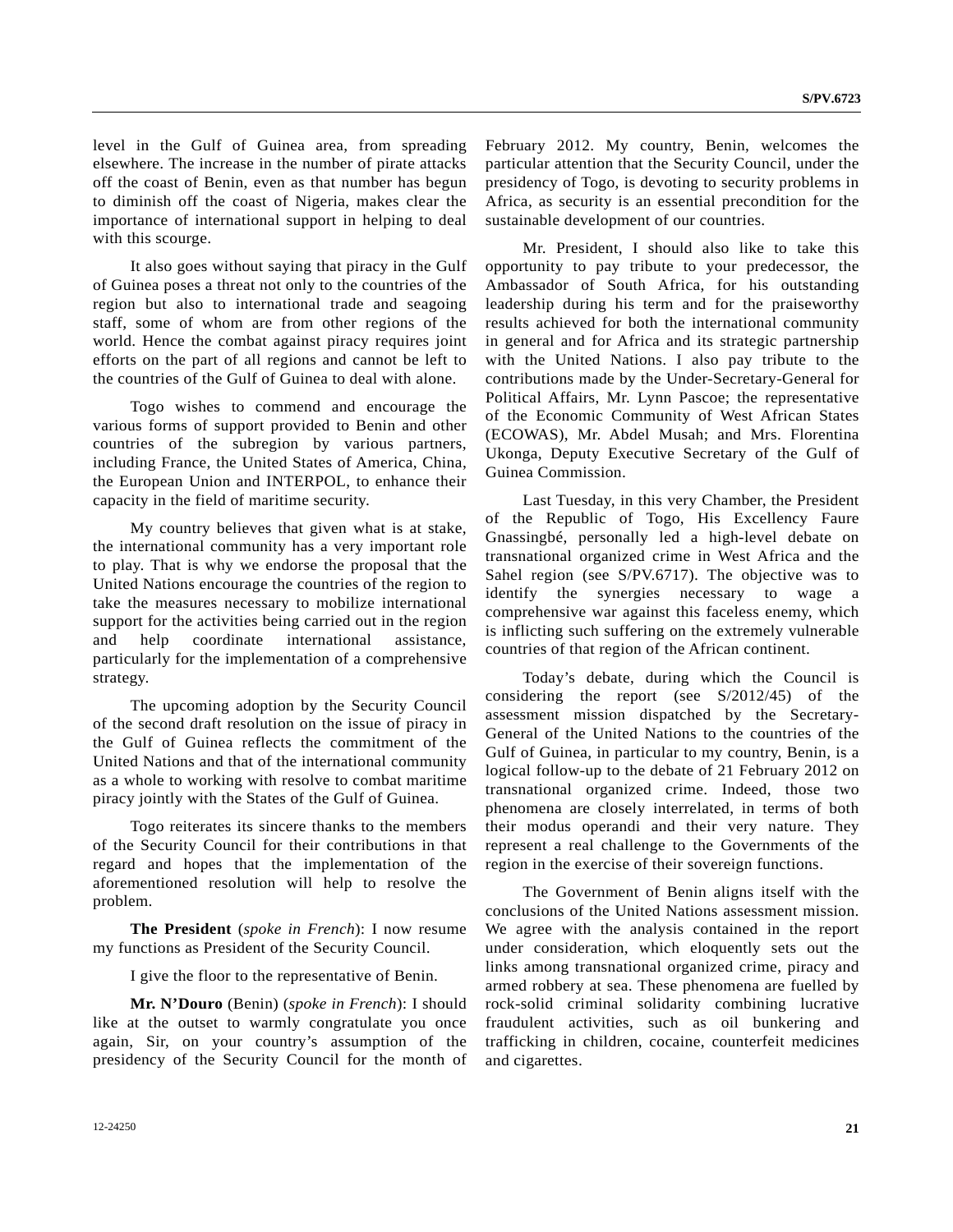level in the Gulf of Guinea area, from spreading elsewhere. The increase in the number of pirate attacks off the coast of Benin, even as that number has begun to diminish off the coast of Nigeria, makes clear the importance of international support in helping to deal with this scourge.

It also goes without saying that piracy in the Gulf of Guinea poses a threat not only to the countries of the region but also to international trade and seagoing staff, some of whom are from other regions of the world. Hence the combat against piracy requires joint efforts on the part of all regions and cannot be left to the countries of the Gulf of Guinea to deal with alone.

Togo wishes to commend and encourage the various forms of support provided to Benin and other countries of the subregion by various partners, including France, the United States of America, China, the European Union and INTERPOL, to enhance their capacity in the field of maritime security.

My country believes that given what is at stake, the international community has a very important role to play. That is why we endorse the proposal that the United Nations encourage the countries of the region to take the measures necessary to mobilize international support for the activities being carried out in the region and help coordinate international assistance, particularly for the implementation of a comprehensive strategy.

The upcoming adoption by the Security Council of the second draft resolution on the issue of piracy in the Gulf of Guinea reflects the commitment of the United Nations and that of the international community as a whole to working with resolve to combat maritime piracy jointly with the States of the Gulf of Guinea.

Togo reiterates its sincere thanks to the members of the Security Council for their contributions in that regard and hopes that the implementation of the aforementioned resolution will help to resolve the problem.

**The President** (*spoke in French*): I now resume my functions as President of the Security Council.

I give the floor to the representative of Benin.

**Mr. N'Douro** (Benin) (*spoke in French*): I should like at the outset to warmly congratulate you once again, Sir, on your country's assumption of the presidency of the Security Council for the month of February 2012. My country, Benin, welcomes the particular attention that the Security Council, under the presidency of Togo, is devoting to security problems in Africa, as security is an essential precondition for the sustainable development of our countries.

Mr. President, I should also like to take this opportunity to pay tribute to your predecessor, the Ambassador of South Africa, for his outstanding leadership during his term and for the praiseworthy results achieved for both the international community in general and for Africa and its strategic partnership with the United Nations. I also pay tribute to the contributions made by the Under-Secretary-General for Political Affairs, Mr. Lynn Pascoe; the representative of the Economic Community of West African States (ECOWAS), Mr. Abdel Musah; and Mrs. Florentina Ukonga, Deputy Executive Secretary of the Gulf of Guinea Commission.

Last Tuesday, in this very Chamber, the President of the Republic of Togo, His Excellency Faure Gnassingbé, personally led a high-level debate on transnational organized crime in West Africa and the Sahel region (see S/PV.6717). The objective was to identify the synergies necessary to wage a comprehensive war against this faceless enemy, which is inflicting such suffering on the extremely vulnerable countries of that region of the African continent.

Today's debate, during which the Council is considering the report (see S/2012/45) of the assessment mission dispatched by the Secretary-General of the United Nations to the countries of the Gulf of Guinea, in particular to my country, Benin, is a logical follow-up to the debate of 21 February 2012 on transnational organized crime. Indeed, those two phenomena are closely interrelated, in terms of both their modus operandi and their very nature. They represent a real challenge to the Governments of the region in the exercise of their sovereign functions.

The Government of Benin aligns itself with the conclusions of the United Nations assessment mission. We agree with the analysis contained in the report under consideration, which eloquently sets out the links among transnational organized crime, piracy and armed robbery at sea. These phenomena are fuelled by rock-solid criminal solidarity combining lucrative fraudulent activities, such as oil bunkering and trafficking in children, cocaine, counterfeit medicines and cigarettes.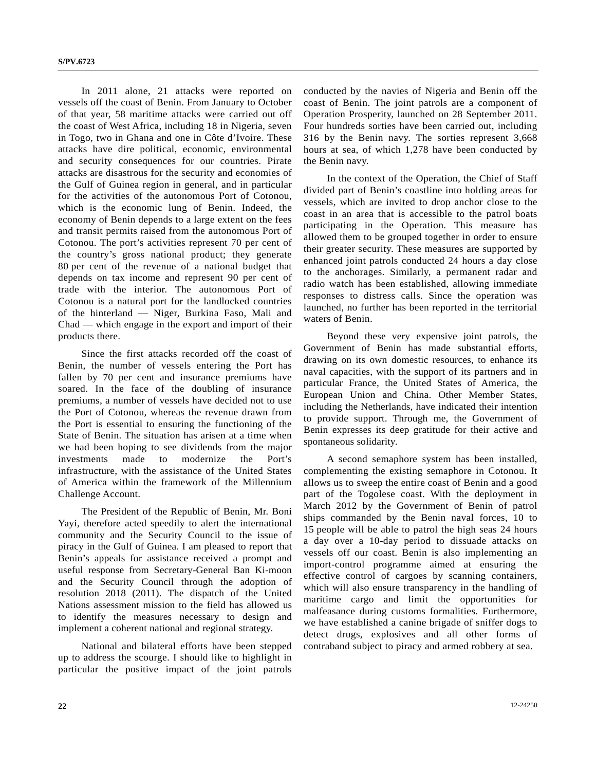In 2011 alone, 21 attacks were reported on vessels off the coast of Benin. From January to October of that year, 58 maritime attacks were carried out off the coast of West Africa, including 18 in Nigeria, seven in Togo, two in Ghana and one in Côte d'Ivoire. These attacks have dire political, economic, environmental and security consequences for our countries. Pirate attacks are disastrous for the security and economies of the Gulf of Guinea region in general, and in particular for the activities of the autonomous Port of Cotonou, which is the economic lung of Benin. Indeed, the economy of Benin depends to a large extent on the fees and transit permits raised from the autonomous Port of Cotonou. The port's activities represent 70 per cent of the country's gross national product; they generate 80 per cent of the revenue of a national budget that depends on tax income and represent 90 per cent of trade with the interior. The autonomous Port of Cotonou is a natural port for the landlocked countries of the hinterland — Niger, Burkina Faso, Mali and Chad — which engage in the export and import of their products there.

Since the first attacks recorded off the coast of Benin, the number of vessels entering the Port has fallen by 70 per cent and insurance premiums have soared. In the face of the doubling of insurance premiums, a number of vessels have decided not to use the Port of Cotonou, whereas the revenue drawn from the Port is essential to ensuring the functioning of the State of Benin. The situation has arisen at a time when we had been hoping to see dividends from the major investments made to modernize the Port's infrastructure, with the assistance of the United States of America within the framework of the Millennium Challenge Account.

The President of the Republic of Benin, Mr. Boni Yayi, therefore acted speedily to alert the international community and the Security Council to the issue of piracy in the Gulf of Guinea. I am pleased to report that Benin's appeals for assistance received a prompt and useful response from Secretary-General Ban Ki-moon and the Security Council through the adoption of resolution 2018 (2011). The dispatch of the United Nations assessment mission to the field has allowed us to identify the measures necessary to design and implement a coherent national and regional strategy.

National and bilateral efforts have been stepped up to address the scourge. I should like to highlight in particular the positive impact of the joint patrols conducted by the navies of Nigeria and Benin off the coast of Benin. The joint patrols are a component of Operation Prosperity, launched on 28 September 2011. Four hundreds sorties have been carried out, including 316 by the Benin navy. The sorties represent 3,668 hours at sea, of which 1,278 have been conducted by the Benin navy.

In the context of the Operation, the Chief of Staff divided part of Benin's coastline into holding areas for vessels, which are invited to drop anchor close to the coast in an area that is accessible to the patrol boats participating in the Operation. This measure has allowed them to be grouped together in order to ensure their greater security. These measures are supported by enhanced joint patrols conducted 24 hours a day close to the anchorages. Similarly, a permanent radar and radio watch has been established, allowing immediate responses to distress calls. Since the operation was launched, no further has been reported in the territorial waters of Benin.

Beyond these very expensive joint patrols, the Government of Benin has made substantial efforts, drawing on its own domestic resources, to enhance its naval capacities, with the support of its partners and in particular France, the United States of America, the European Union and China. Other Member States, including the Netherlands, have indicated their intention to provide support. Through me, the Government of Benin expresses its deep gratitude for their active and spontaneous solidarity.

A second semaphore system has been installed, complementing the existing semaphore in Cotonou. It allows us to sweep the entire coast of Benin and a good part of the Togolese coast. With the deployment in March 2012 by the Government of Benin of patrol ships commanded by the Benin naval forces, 10 to 15 people will be able to patrol the high seas 24 hours a day over a 10-day period to dissuade attacks on vessels off our coast. Benin is also implementing an import-control programme aimed at ensuring the effective control of cargoes by scanning containers, which will also ensure transparency in the handling of maritime cargo and limit the opportunities for malfeasance during customs formalities. Furthermore, we have established a canine brigade of sniffer dogs to detect drugs, explosives and all other forms of contraband subject to piracy and armed robbery at sea.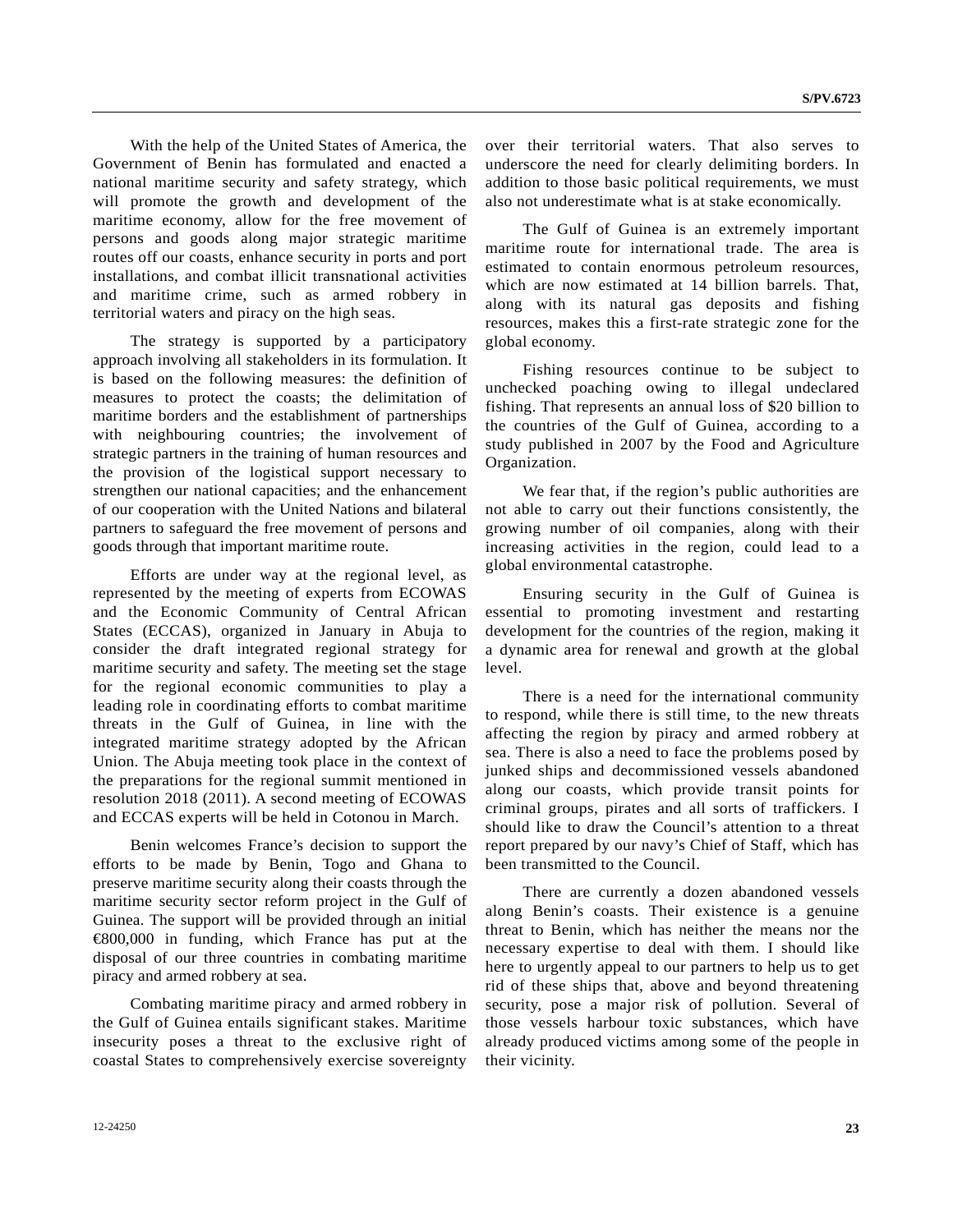With the help of the United States of America, the Government of Benin has formulated and enacted a national maritime security and safety strategy, which will promote the growth and development of the maritime economy, allow for the free movement of persons and goods along major strategic maritime routes off our coasts, enhance security in ports and port installations, and combat illicit transnational activities and maritime crime, such as armed robbery in territorial waters and piracy on the high seas.

The strategy is supported by a participatory approach involving all stakeholders in its formulation. It is based on the following measures: the definition of measures to protect the coasts; the delimitation of maritime borders and the establishment of partnerships with neighbouring countries; the involvement of strategic partners in the training of human resources and the provision of the logistical support necessary to strengthen our national capacities; and the enhancement of our cooperation with the United Nations and bilateral partners to safeguard the free movement of persons and goods through that important maritime route.

Efforts are under way at the regional level, as represented by the meeting of experts from ECOWAS and the Economic Community of Central African States (ECCAS), organized in January in Abuja to consider the draft integrated regional strategy for maritime security and safety. The meeting set the stage for the regional economic communities to play a leading role in coordinating efforts to combat maritime threats in the Gulf of Guinea, in line with the integrated maritime strategy adopted by the African Union. The Abuja meeting took place in the context of the preparations for the regional summit mentioned in resolution 2018 (2011). A second meeting of ECOWAS and ECCAS experts will be held in Cotonou in March.

Benin welcomes France's decision to support the efforts to be made by Benin, Togo and Ghana to preserve maritime security along their coasts through the maritime security sector reform project in the Gulf of Guinea. The support will be provided through an initial €800,000 in funding, which France has put at the disposal of our three countries in combating maritime piracy and armed robbery at sea.

Combating maritime piracy and armed robbery in the Gulf of Guinea entails significant stakes. Maritime insecurity poses a threat to the exclusive right of coastal States to comprehensively exercise sovereignty over their territorial waters. That also serves to underscore the need for clearly delimiting borders. In addition to those basic political requirements, we must also not underestimate what is at stake economically.

The Gulf of Guinea is an extremely important maritime route for international trade. The area is estimated to contain enormous petroleum resources, which are now estimated at 14 billion barrels. That, along with its natural gas deposits and fishing resources, makes this a first-rate strategic zone for the global economy.

Fishing resources continue to be subject to unchecked poaching owing to illegal undeclared fishing. That represents an annual loss of $20 billion to the countries of the Gulf of Guinea, according to a study published in 2007 by the Food and Agriculture Organization.

We fear that, if the region's public authorities are not able to carry out their functions consistently, the growing number of oil companies, along with their increasing activities in the region, could lead to a global environmental catastrophe.

Ensuring security in the Gulf of Guinea is essential to promoting investment and restarting development for the countries of the region, making it a dynamic area for renewal and growth at the global level.

There is a need for the international community to respond, while there is still time, to the new threats affecting the region by piracy and armed robbery at sea. There is also a need to face the problems posed by junked ships and decommissioned vessels abandoned along our coasts, which provide transit points for criminal groups, pirates and all sorts of traffickers. I should like to draw the Council's attention to a threat report prepared by our navy's Chief of Staff, which has been transmitted to the Council.

There are currently a dozen abandoned vessels along Benin's coasts. Their existence is a genuine threat to Benin, which has neither the means nor the necessary expertise to deal with them. I should like here to urgently appeal to our partners to help us to get rid of these ships that, above and beyond threatening security, pose a major risk of pollution. Several of those vessels harbour toxic substances, which have already produced victims among some of the people in their vicinity.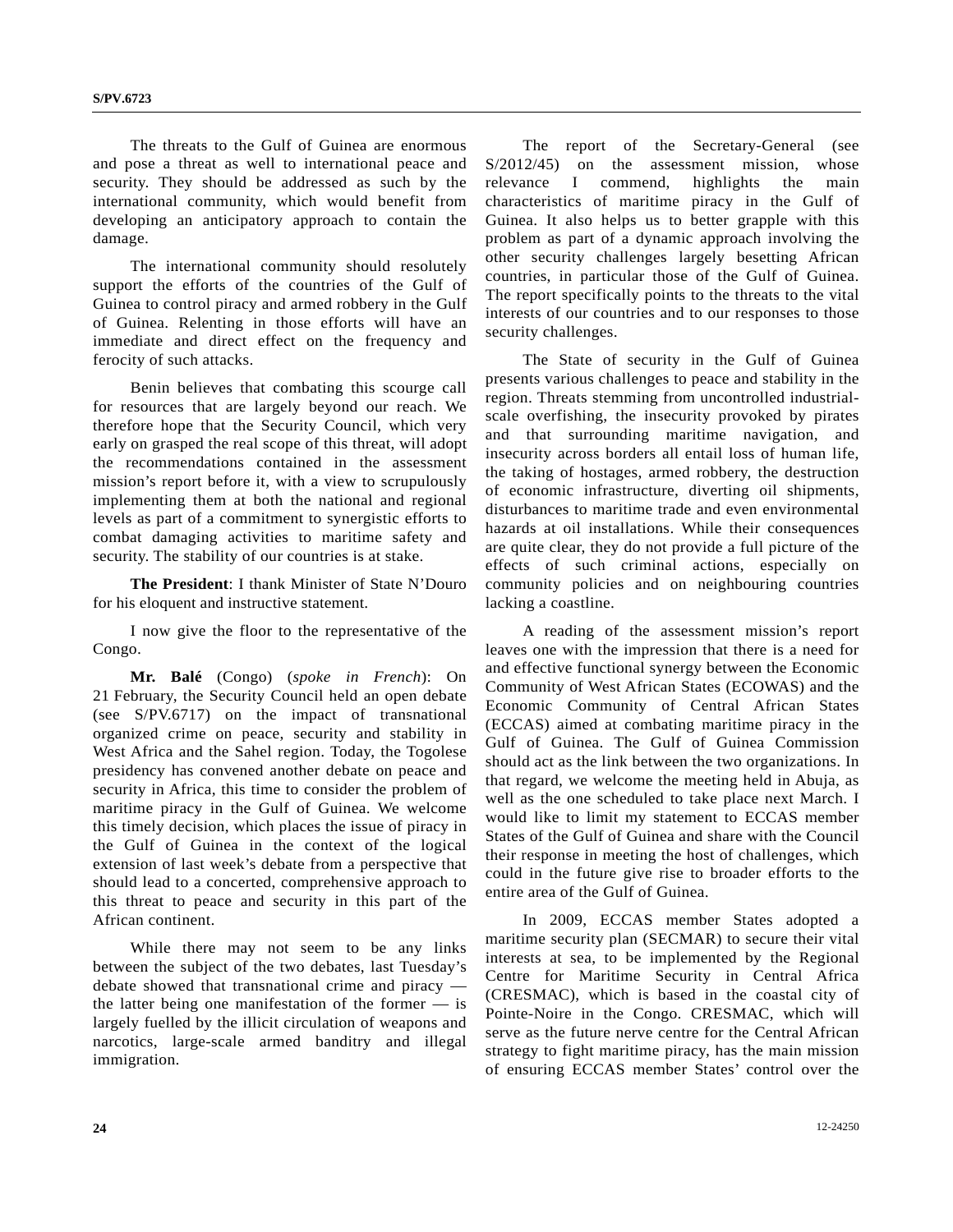The threats to the Gulf of Guinea are enormous and pose a threat as well to international peace and security. They should be addressed as such by the international community, which would benefit from developing an anticipatory approach to contain the damage.

The international community should resolutely support the efforts of the countries of the Gulf of Guinea to control piracy and armed robbery in the Gulf of Guinea. Relenting in those efforts will have an immediate and direct effect on the frequency and ferocity of such attacks.

Benin believes that combating this scourge call for resources that are largely beyond our reach. We therefore hope that the Security Council, which very early on grasped the real scope of this threat, will adopt the recommendations contained in the assessment mission's report before it, with a view to scrupulously implementing them at both the national and regional levels as part of a commitment to synergistic efforts to combat damaging activities to maritime safety and security. The stability of our countries is at stake.

**The President**: I thank Minister of State N'Douro for his eloquent and instructive statement.

I now give the floor to the representative of the Congo.

**Mr. Balé** (Congo) (*spoke in French*): On 21 February, the Security Council held an open debate (see S/PV.6717) on the impact of transnational organized crime on peace, security and stability in West Africa and the Sahel region. Today, the Togolese presidency has convened another debate on peace and security in Africa, this time to consider the problem of maritime piracy in the Gulf of Guinea. We welcome this timely decision, which places the issue of piracy in the Gulf of Guinea in the context of the logical extension of last week's debate from a perspective that should lead to a concerted, comprehensive approach to this threat to peace and security in this part of the African continent.

While there may not seem to be any links between the subject of the two debates, last Tuesday's debate showed that transnational crime and piracy — the latter being one manifestation of the former — is largely fuelled by the illicit circulation of weapons and narcotics, large-scale armed banditry and illegal immigration.

The report of the Secretary-General (see S/2012/45) on the assessment mission, whose relevance I commend, highlights the main characteristics of maritime piracy in the Gulf of Guinea. It also helps us to better grapple with this problem as part of a dynamic approach involving the other security challenges largely besetting African countries, in particular those of the Gulf of Guinea. The report specifically points to the threats to the vital interests of our countries and to our responses to those security challenges.

The State of security in the Gulf of Guinea presents various challenges to peace and stability in the region. Threats stemming from uncontrolled industrial-scale overfishing, the insecurity provoked by pirates and that surrounding maritime navigation, and insecurity across borders all entail loss of human life, the taking of hostages, armed robbery, the destruction of economic infrastructure, diverting oil shipments, disturbances to maritime trade and even environmental hazards at oil installations. While their consequences are quite clear, they do not provide a full picture of the effects of such criminal actions, especially on community policies and on neighbouring countries lacking a coastline.

A reading of the assessment mission's report leaves one with the impression that there is a need for and effective functional synergy between the Economic Community of West African States (ECOWAS) and the Economic Community of Central African States (ECCAS) aimed at combating maritime piracy in the Gulf of Guinea. The Gulf of Guinea Commission should act as the link between the two organizations. In that regard, we welcome the meeting held in Abuja, as well as the one scheduled to take place next March. I would like to limit my statement to ECCAS member States of the Gulf of Guinea and share with the Council their response in meeting the host of challenges, which could in the future give rise to broader efforts to the entire area of the Gulf of Guinea.

In 2009, ECCAS member States adopted a maritime security plan (SECMAR) to secure their vital interests at sea, to be implemented by the Regional Centre for Maritime Security in Central Africa (CRESMAC), which is based in the coastal city of Pointe-Noire in the Congo. CRESMAC, which will serve as the future nerve centre for the Central African strategy to fight maritime piracy, has the main mission of ensuring ECCAS member States' control over the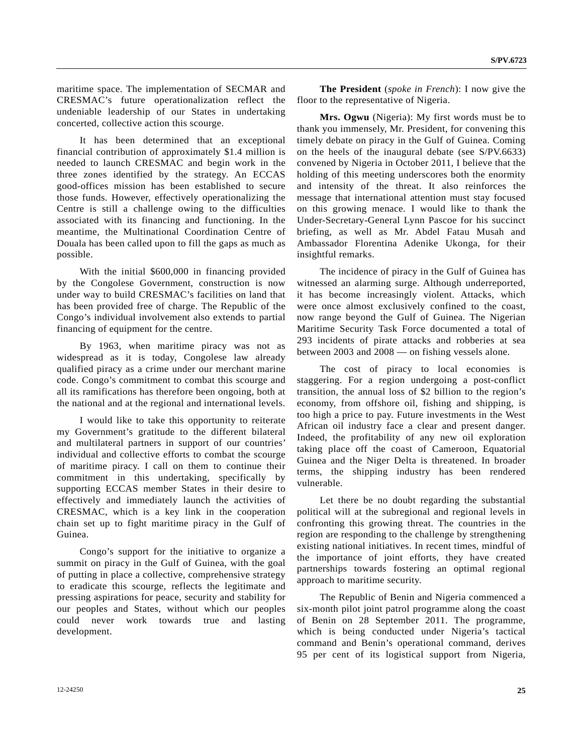maritime space. The implementation of SECMAR and CRESMAC's future operationalization reflect the undeniable leadership of our States in undertaking concerted, collective action this scourge.

It has been determined that an exceptional financial contribution of approximately $1.4 million is needed to launch CRESMAC and begin work in the three zones identified by the strategy. An ECCAS good-offices mission has been established to secure those funds. However, effectively operationalizing the Centre is still a challenge owing to the difficulties associated with its financing and functioning. In the meantime, the Multinational Coordination Centre of Douala has been called upon to fill the gaps as much as possible.

With the initial $600,000 in financing provided by the Congolese Government, construction is now under way to build CRESMAC's facilities on land that has been provided free of charge. The Republic of the Congo's individual involvement also extends to partial financing of equipment for the centre.

By 1963, when maritime piracy was not as widespread as it is today, Congolese law already qualified piracy as a crime under our merchant marine code. Congo's commitment to combat this scourge and all its ramifications has therefore been ongoing, both at the national and at the regional and international levels.

I would like to take this opportunity to reiterate my Government's gratitude to the different bilateral and multilateral partners in support of our countries' individual and collective efforts to combat the scourge of maritime piracy. I call on them to continue their commitment in this undertaking, specifically by supporting ECCAS member States in their desire to effectively and immediately launch the activities of CRESMAC, which is a key link in the cooperation chain set up to fight maritime piracy in the Gulf of Guinea.

Congo's support for the initiative to organize a summit on piracy in the Gulf of Guinea, with the goal of putting in place a collective, comprehensive strategy to eradicate this scourge, reflects the legitimate and pressing aspirations for peace, security and stability for our peoples and States, without which our peoples could never work towards true and lasting development.

**The President** (*spoke in French*): I now give the floor to the representative of Nigeria.

**Mrs. Ogwu** (Nigeria): My first words must be to thank you immensely, Mr. President, for convening this timely debate on piracy in the Gulf of Guinea. Coming on the heels of the inaugural debate (see S/PV.6633) convened by Nigeria in October 2011, I believe that the holding of this meeting underscores both the enormity and intensity of the threat. It also reinforces the message that international attention must stay focused on this growing menace. I would like to thank the Under-Secretary-General Lynn Pascoe for his succinct briefing, as well as Mr. Abdel Fatau Musah and Ambassador Florentina Adenike Ukonga, for their insightful remarks.

The incidence of piracy in the Gulf of Guinea has witnessed an alarming surge. Although underreported, it has become increasingly violent. Attacks, which were once almost exclusively confined to the coast, now range beyond the Gulf of Guinea. The Nigerian Maritime Security Task Force documented a total of 293 incidents of pirate attacks and robberies at sea between 2003 and 2008 — on fishing vessels alone.

The cost of piracy to local economies is staggering. For a region undergoing a post-conflict transition, the annual loss of $2 billion to the region's economy, from offshore oil, fishing and shipping, is too high a price to pay. Future investments in the West African oil industry face a clear and present danger. Indeed, the profitability of any new oil exploration taking place off the coast of Cameroon, Equatorial Guinea and the Niger Delta is threatened. In broader terms, the shipping industry has been rendered vulnerable.

Let there be no doubt regarding the substantial political will at the subregional and regional levels in confronting this growing threat. The countries in the region are responding to the challenge by strengthening existing national initiatives. In recent times, mindful of the importance of joint efforts, they have created partnerships towards fostering an optimal regional approach to maritime security.

The Republic of Benin and Nigeria commenced a six-month pilot joint patrol programme along the coast of Benin on 28 September 2011. The programme, which is being conducted under Nigeria's tactical command and Benin's operational command, derives 95 per cent of its logistical support from Nigeria,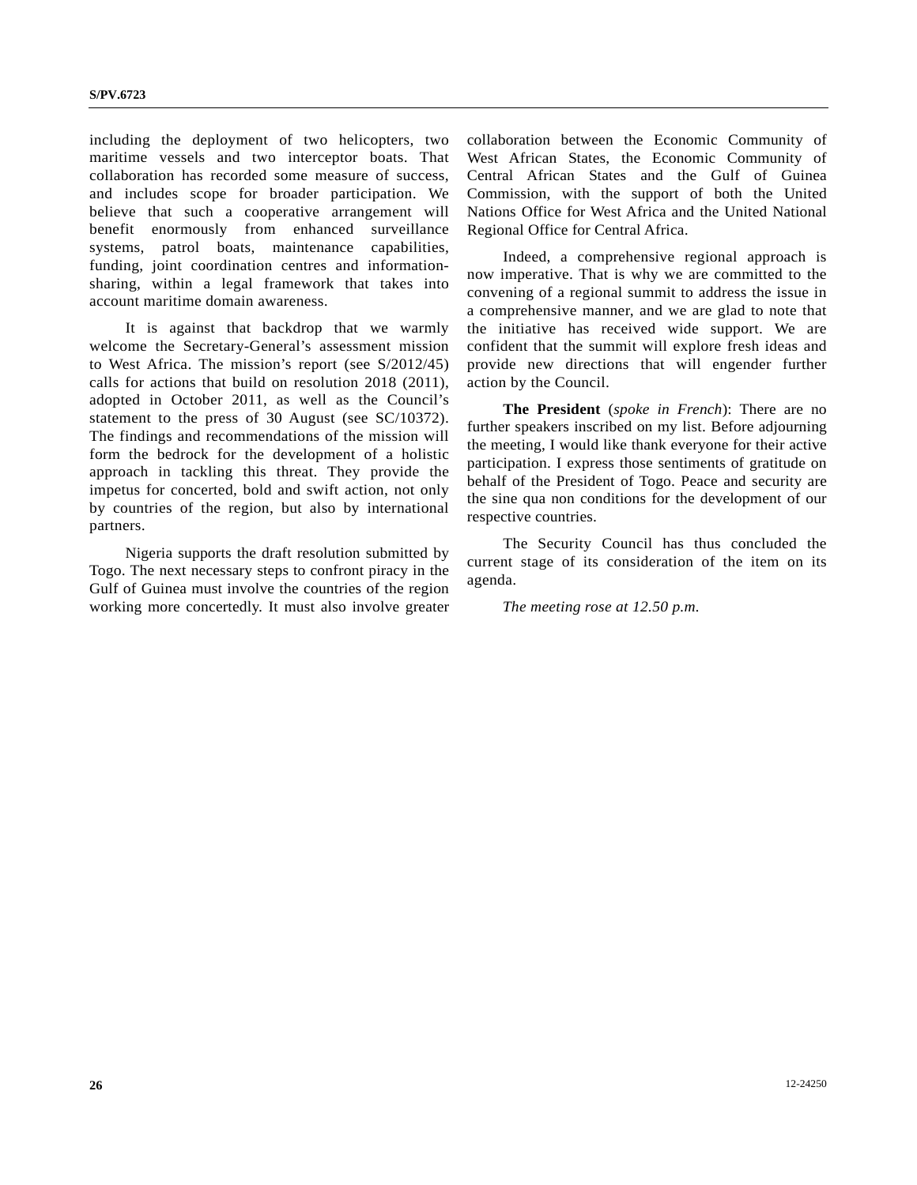including the deployment of two helicopters, two maritime vessels and two interceptor boats. That collaboration has recorded some measure of success, and includes scope for broader participation. We believe that such a cooperative arrangement will benefit enormously from enhanced surveillance systems, patrol boats, maintenance capabilities, funding, joint coordination centres and information-sharing, within a legal framework that takes into account maritime domain awareness.

It is against that backdrop that we warmly welcome the Secretary-General's assessment mission to West Africa. The mission's report (see S/2012/45) calls for actions that build on resolution 2018 (2011), adopted in October 2011, as well as the Council's statement to the press of 30 August (see SC/10372). The findings and recommendations of the mission will form the bedrock for the development of a holistic approach in tackling this threat. They provide the impetus for concerted, bold and swift action, not only by countries of the region, but also by international partners.

Nigeria supports the draft resolution submitted by Togo. The next necessary steps to confront piracy in the Gulf of Guinea must involve the countries of the region working more concertedly. It must also involve greater collaboration between the Economic Community of West African States, the Economic Community of Central African States and the Gulf of Guinea Commission, with the support of both the United Nations Office for West Africa and the United National Regional Office for Central Africa.

Indeed, a comprehensive regional approach is now imperative. That is why we are committed to the convening of a regional summit to address the issue in a comprehensive manner, and we are glad to note that the initiative has received wide support. We are confident that the summit will explore fresh ideas and provide new directions that will engender further action by the Council.

**The President** (*spoke in French*): There are no further speakers inscribed on my list. Before adjourning the meeting, I would like thank everyone for their active participation. I express those sentiments of gratitude on behalf of the President of Togo. Peace and security are the sine qua non conditions for the development of our respective countries.

The Security Council has thus concluded the current stage of its consideration of the item on its agenda.

*The meeting rose at 12.50 p.m.*